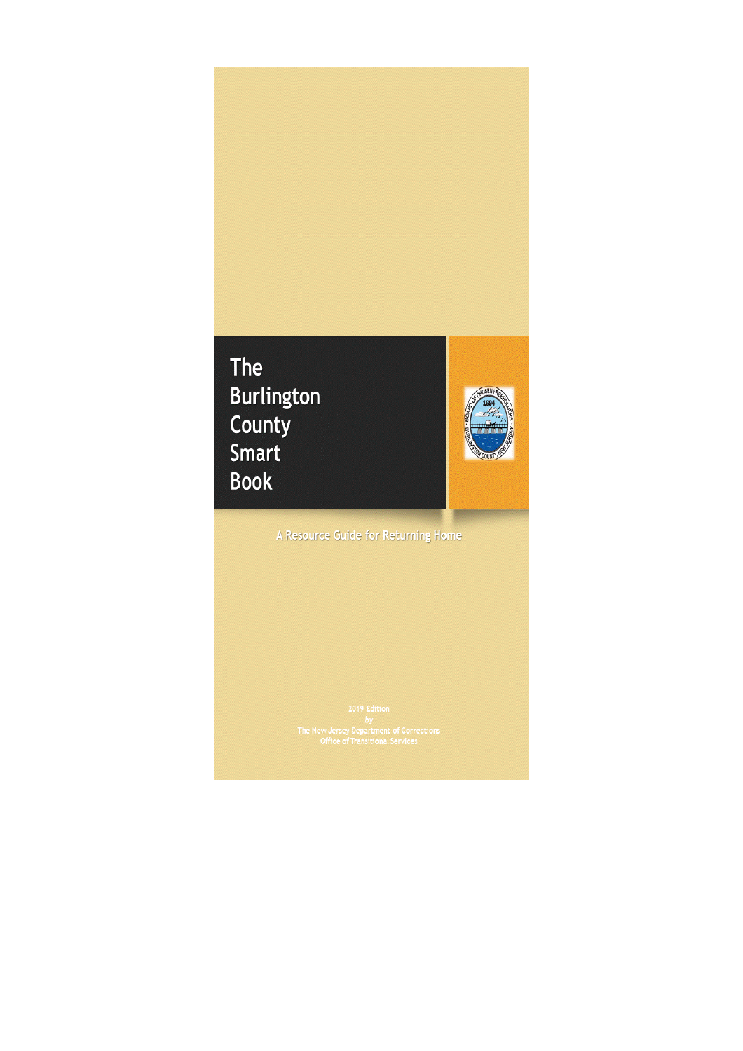# The Burlington County Smart Book

A Resource Guide for Returning Home

2019 Edition
*by*
The New Jersey Department of Corrections
Office of Transitional Services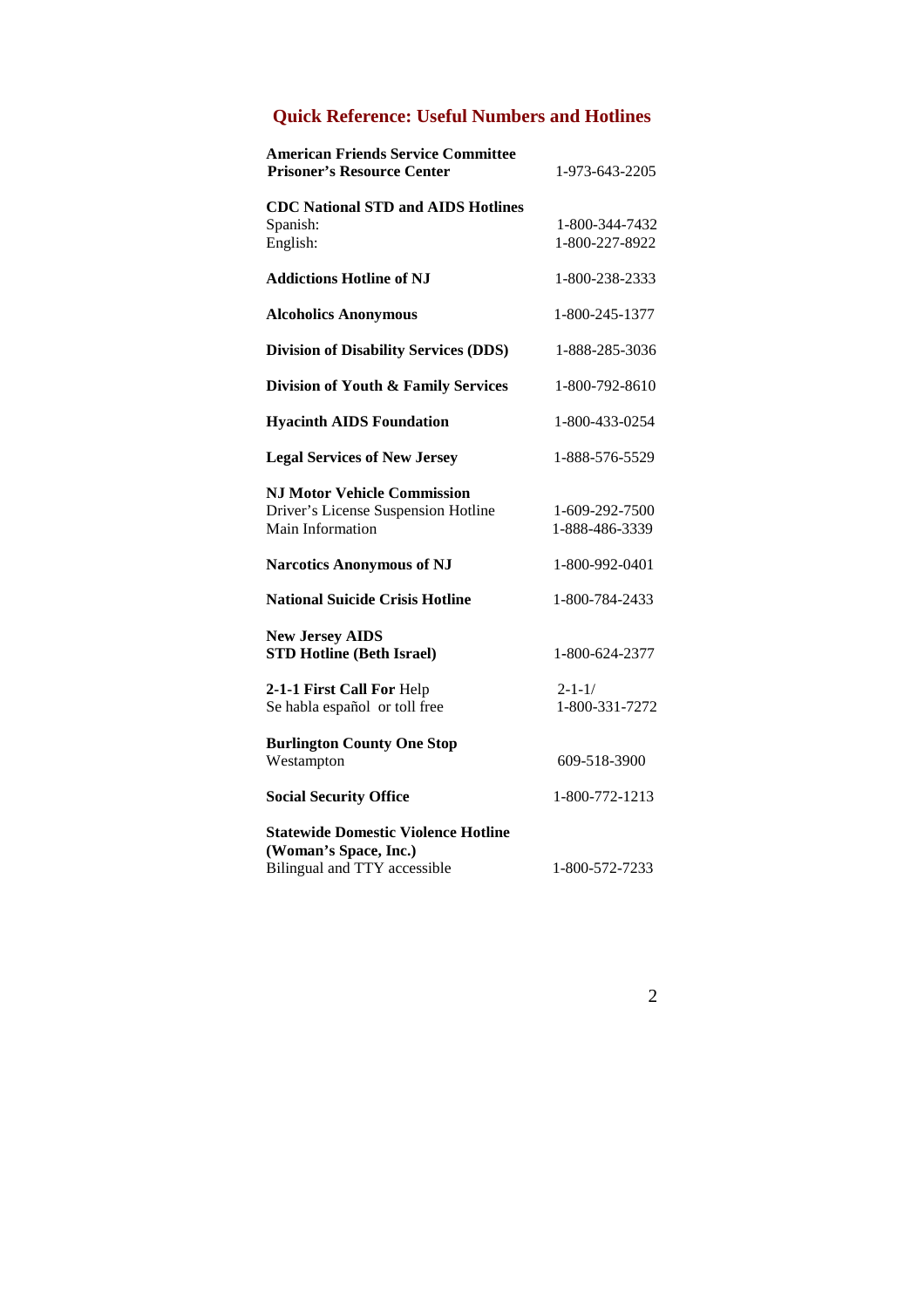# Quick Reference: Useful Numbers and Hotlines

| | |
|---|---|
| **American Friends Service Committee Prisoner's Resource Center** | 1-973-643-2205 |
| **CDC National STD and AIDS Hotlines** | |
| Spanish: | 1-800-344-7432 |
| English: | 1-800-227-8922 |
| **Addictions Hotline of NJ** | 1-800-238-2333 |
| **Alcoholics Anonymous** | 1-800-245-1377 |
| **Division of Disability Services (DDS)** | 1-888-285-3036 |
| **Division of Youth & Family Services** | 1-800-792-8610 |
| **Hyacinth AIDS Foundation** | 1-800-433-0254 |
| **Legal Services of New Jersey** | 1-888-576-5529 |
| **NJ Motor Vehicle Commission** | |
| Driver's License Suspension Hotline | 1-609-292-7500 |
| Main Information | 1-888-486-3339 |
| **Narcotics Anonymous of NJ** | 1-800-992-0401 |
| **National Suicide Crisis Hotline** | 1-800-784-2433 |
| **New Jersey AIDS STD Hotline (Beth Israel)** | 1-800-624-2377 |
| **2-1-1 First Call For** Help Se habla español or toll free | 2-1-1/ 1-800-331-7272 |
| **Burlington County One Stop** Westampton | 609-518-3900 |
| **Social Security Office** | 1-800-772-1213 |
| **Statewide Domestic Violence Hotline (Woman's Space, Inc.)** Bilingual and TTY accessible | 1-800-572-7233 |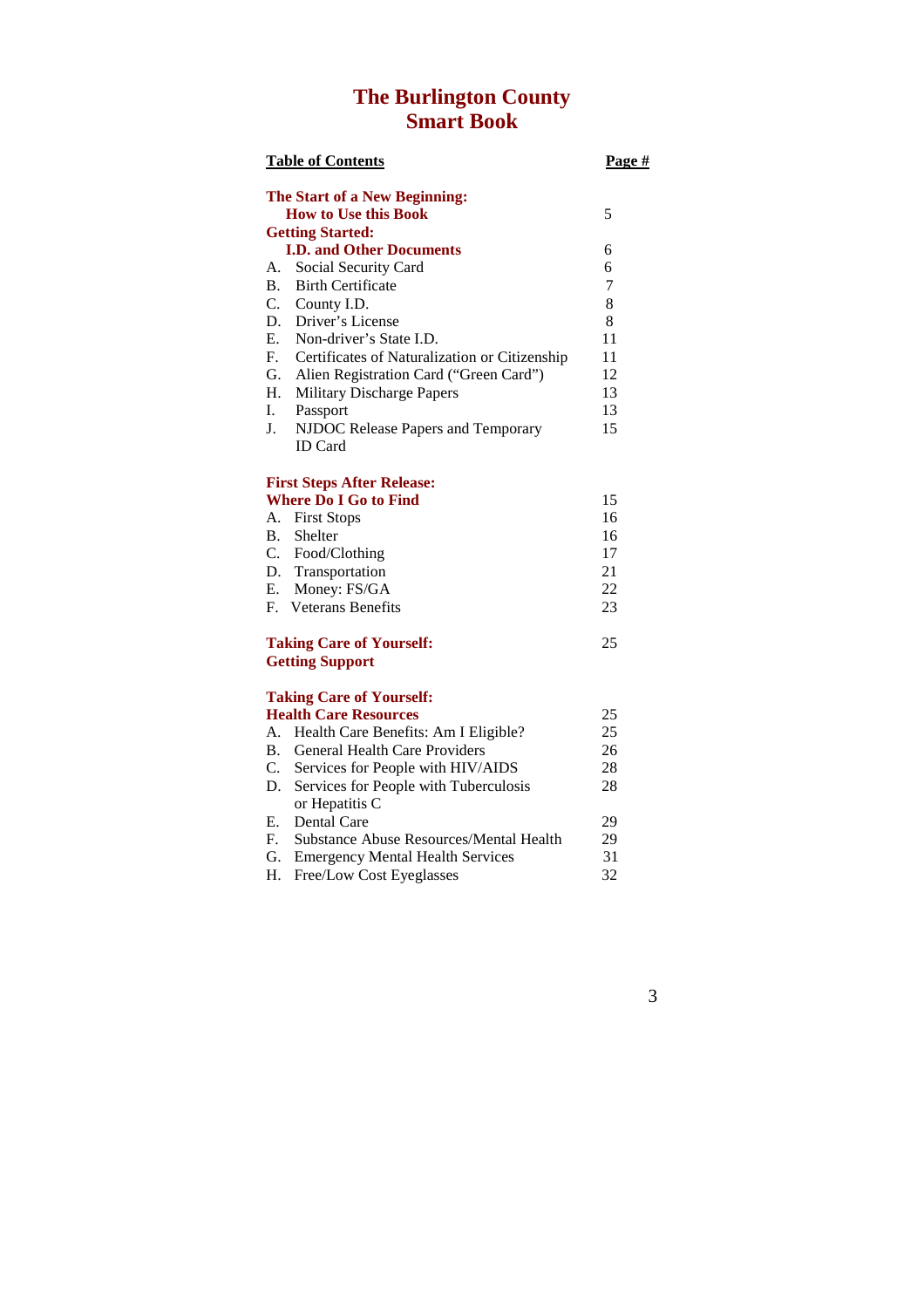# The Burlington County Smart Book

| Table of Contents | Page # |
|---|---|
| **The Start of a New Beginning: How to Use this Book** | 5 |
| **Getting Started: I.D. and Other Documents** | 6 |
| A. Social Security Card | 6 |
| B. Birth Certificate | 7 |
| C. County I.D. | 8 |
| D. Driver's License | 8 |
| E. Non-driver's State I.D. | 11 |
| F. Certificates of Naturalization or Citizenship | 11 |
| G. Alien Registration Card ("Green Card") | 12 |
| H. Military Discharge Papers | 13 |
| I. Passport | 13 |
| J. NJDOC Release Papers and Temporary ID Card | 15 |
| **First Steps After Release: Where Do I Go to Find** | 15 |
| A. First Stops | 16 |
| B. Shelter | 16 |
| C. Food/Clothing | 17 |
| D. Transportation | 21 |
| E. Money: FS/GA | 22 |
| F. Veterans Benefits | 23 |
| **Taking Care of Yourself: Getting Support** | 25 |
| **Taking Care of Yourself: Health Care Resources** | 25 |
| A. Health Care Benefits: Am I Eligible? | 25 |
| B. General Health Care Providers | 26 |
| C. Services for People with HIV/AIDS | 28 |
| D. Services for People with Tuberculosis or Hepatitis C | 28 |
| E. Dental Care | 29 |
| F. Substance Abuse Resources/Mental Health | 29 |
| G. Emergency Mental Health Services | 31 |
| H. Free/Low Cost Eyeglasses | 32 |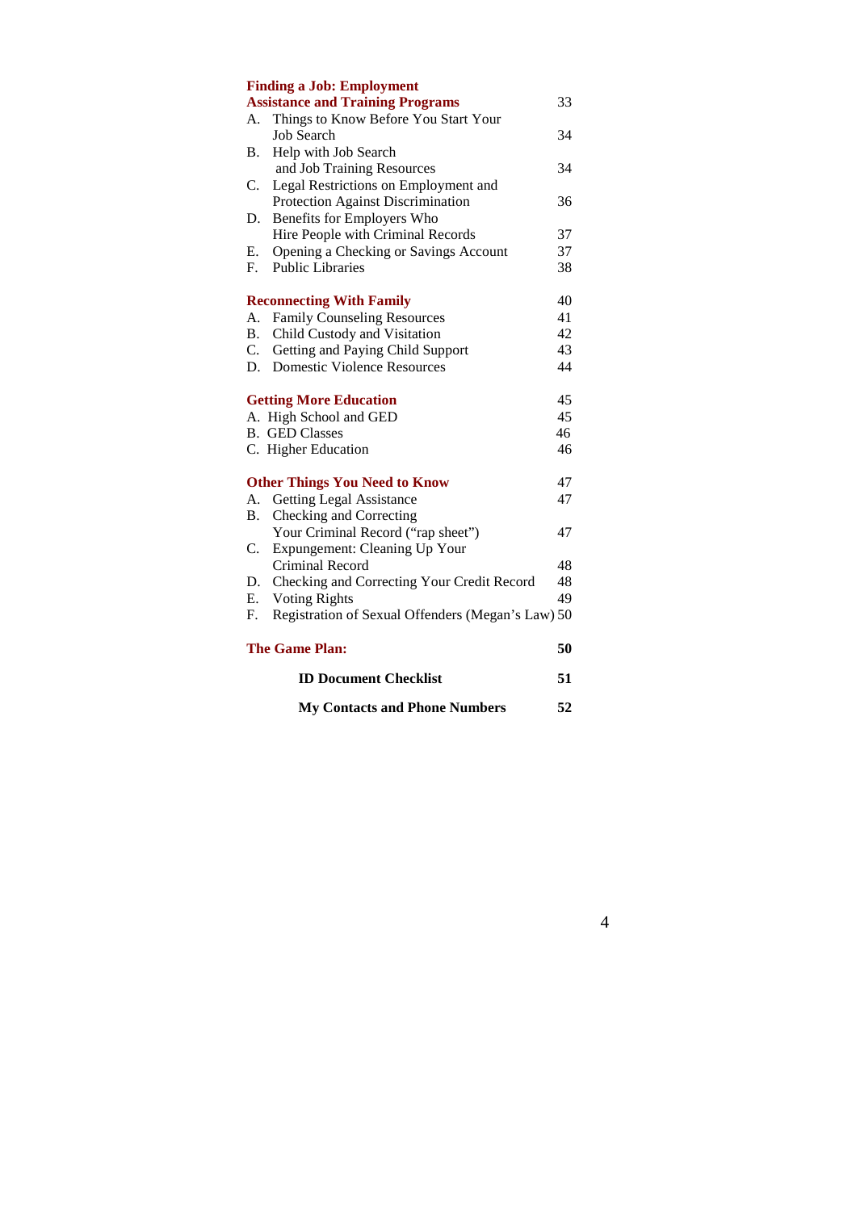**Finding a Job: Employment Assistance and Training Programs** 33

A. Things to Know Before You Start Your Job Search 34
B. Help with Job Search and Job Training Resources 34
C. Legal Restrictions on Employment and Protection Against Discrimination 36
D. Benefits for Employers Who Hire People with Criminal Records 37
E. Opening a Checking or Savings Account 37
F. Public Libraries 38

**Reconnecting With Family** 40

A. Family Counseling Resources 41
B. Child Custody and Visitation 42
C. Getting and Paying Child Support 43
D. Domestic Violence Resources 44

**Getting More Education** 45

A. High School and GED 45
B. GED Classes 46
C. Higher Education 46

**Other Things You Need to Know** 47

A. Getting Legal Assistance 47
B. Checking and Correcting Your Criminal Record ("rap sheet") 47
C. Expungement: Cleaning Up Your Criminal Record 48
D. Checking and Correcting Your Credit Record 48
E. Voting Rights 49
F. Registration of Sexual Offenders (Megan's Law) 50

**The Game Plan:** **50**

**ID Document Checklist** **51**

**My Contacts and Phone Numbers** **52**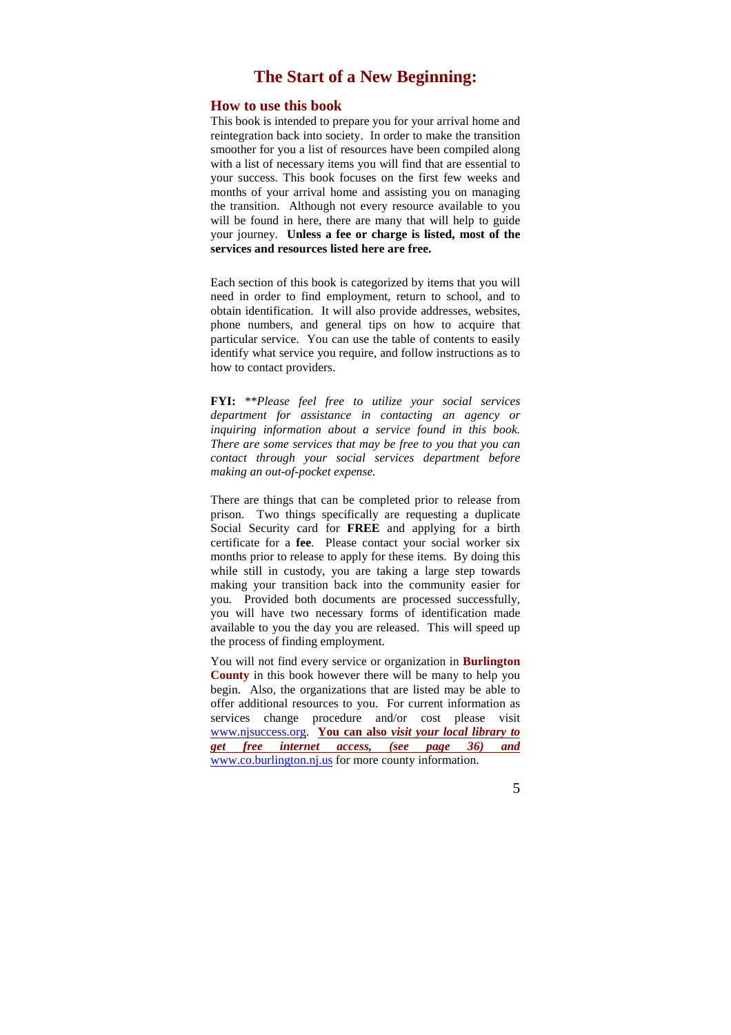# The Start of a New Beginning:

## How to use this book

This book is intended to prepare you for your arrival home and reintegration back into society. In order to make the transition smoother for you a list of resources have been compiled along with a list of necessary items you will find that are essential to your success. This book focuses on the first few weeks and months of your arrival home and assisting you on managing the transition. Although not every resource available to you will be found in here, there are many that will help to guide your journey. **Unless a fee or charge is listed, most of the services and resources listed here are free.**

Each section of this book is categorized by items that you will need in order to find employment, return to school, and to obtain identification. It will also provide addresses, websites, phone numbers, and general tips on how to acquire that particular service. You can use the table of contents to easily identify what service you require, and follow instructions as to how to contact providers.

**FYI:** *\*\*Please feel free to utilize your social services department for assistance in contacting an agency or inquiring information about a service found in this book. There are some services that may be free to you that you can contact through your social services department before making an out-of-pocket expense.*

There are things that can be completed prior to release from prison. Two things specifically are requesting a duplicate Social Security card for **FREE** and applying for a birth certificate for a **fee**. Please contact your social worker six months prior to release to apply for these items. By doing this while still in custody, you are taking a large step towards making your transition back into the community easier for you. Provided both documents are processed successfully, you will have two necessary forms of identification made available to you the day you are released. This will speed up the process of finding employment.

You will not find every service or organization in **Burlington County** in this book however there will be many to help you begin. Also, the organizations that are listed may be able to offer additional resources to you. For current information as services change procedure and/or cost please visit www.njsuccess.org. **You can also *visit your local library to get free internet access, (see page 36) and*** www.co.burlington.nj.us for more county information.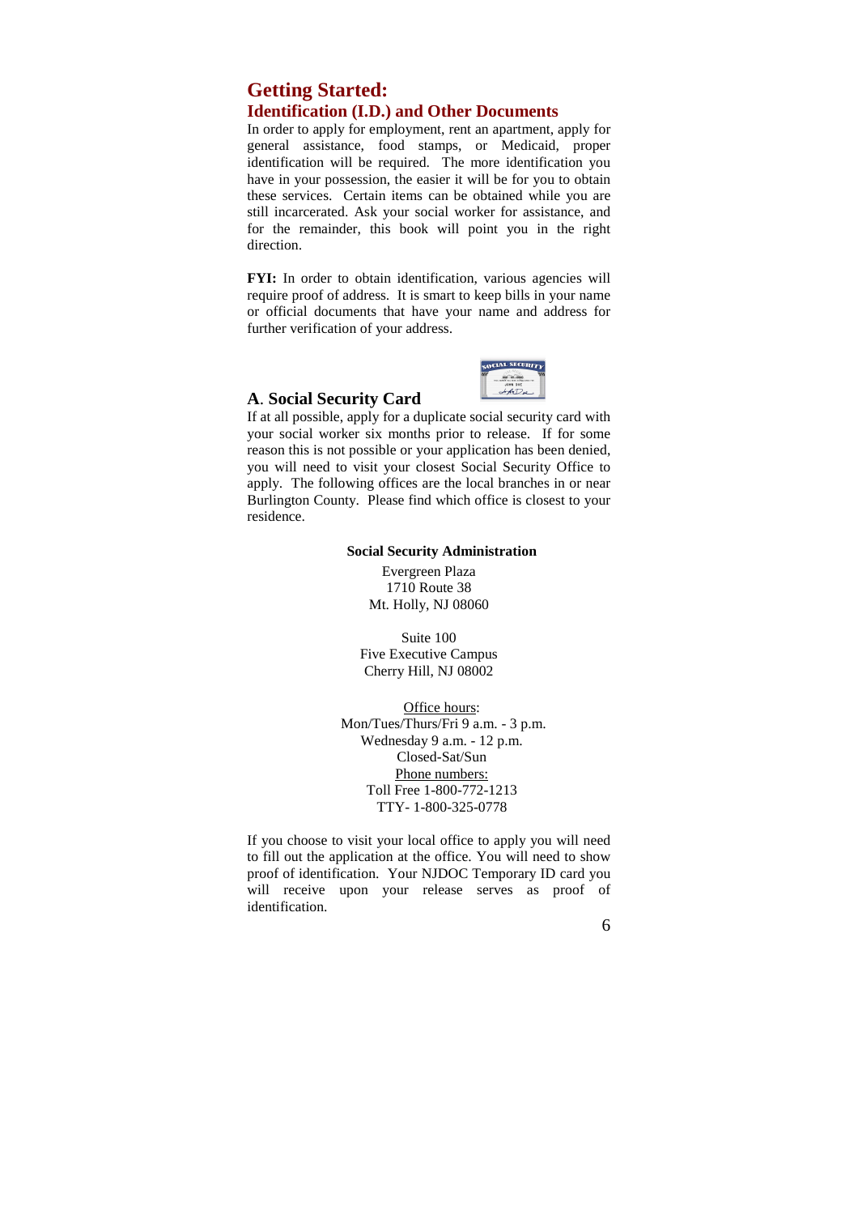# Getting Started:

## Identification (I.D.) and Other Documents

In order to apply for employment, rent an apartment, apply for general assistance, food stamps, or Medicaid, proper identification will be required. The more identification you have in your possession, the easier it will be for you to obtain these services. Certain items can be obtained while you are still incarcerated. Ask your social worker for assistance, and for the remainder, this book will point you in the right direction.

**FYI:** In order to obtain identification, various agencies will require proof of address. It is smart to keep bills in your name or official documents that have your name and address for further verification of your address.

### A. Social Security Card

If at all possible, apply for a duplicate social security card with your social worker six months prior to release. If for some reason this is not possible or your application has been denied, you will need to visit your closest Social Security Office to apply. The following offices are the local branches in or near Burlington County. Please find which office is closest to your residence.

**Social Security Administration**

Evergreen Plaza
1710 Route 38
Mt. Holly, NJ 08060

Suite 100
Five Executive Campus
Cherry Hill, NJ 08002

Office hours:
Mon/Tues/Thurs/Fri 9 a.m. - 3 p.m.
Wednesday 9 a.m. - 12 p.m.
Closed-Sat/Sun
Phone numbers:
Toll Free 1-800-772-1213
TTY- 1-800-325-0778

If you choose to visit your local office to apply you will need to fill out the application at the office. You will need to show proof of identification. Your NJDOC Temporary ID card you will receive upon your release serves as proof of identification.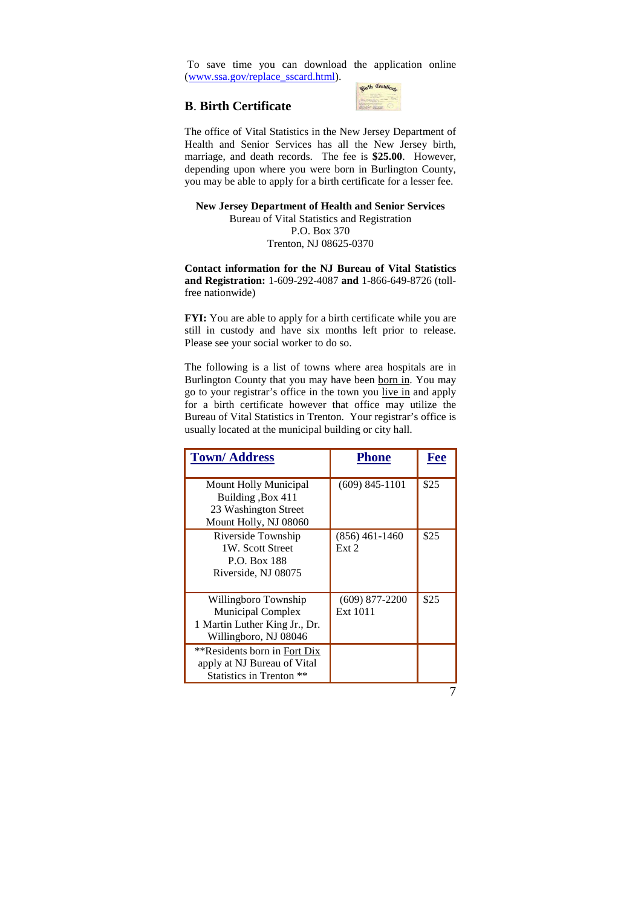To save time you can download the application online (www.ssa.gov/replace_sscard.html).

## B. Birth Certificate

The office of Vital Statistics in the New Jersey Department of Health and Senior Services has all the New Jersey birth, marriage, and death records. The fee is **$25.00**. However, depending upon where you were born in Burlington County, you may be able to apply for a birth certificate for a lesser fee.

**New Jersey Department of Health and Senior Services**
Bureau of Vital Statistics and Registration
P.O. Box 370
Trenton, NJ 08625-0370

**Contact information for the NJ Bureau of Vital Statistics and Registration:** 1-609-292-4087 **and** 1-866-649-8726 (toll-free nationwide)

**FYI:** You are able to apply for a birth certificate while you are still in custody and have six months left prior to release. Please see your social worker to do so.

The following is a list of towns where area hospitals are in Burlington County that you may have been born in. You may go to your registrar's office in the town you live in and apply for a birth certificate however that office may utilize the Bureau of Vital Statistics in Trenton. Your registrar's office is usually located at the municipal building or city hall.

| Town/ Address | Phone | Fee |
|---|---|---|
| Mount Holly Municipal Building ,Box 411<br>23 Washington Street<br>Mount Holly, NJ 08060 | (609) 845-1101 | $25 |
| Riverside Township<br>1W. Scott Street<br>P.O. Box 188<br>Riverside, NJ 08075 | (856) 461-1460 Ext 2 | $25 |
| Willingboro Township Municipal Complex<br>1 Martin Luther King Jr., Dr.<br>Willingboro, NJ 08046 | (609) 877-2200 Ext 1011 | $25 |
| **Residents born in Fort Dix apply at NJ Bureau of Vital Statistics in Trenton ** | | |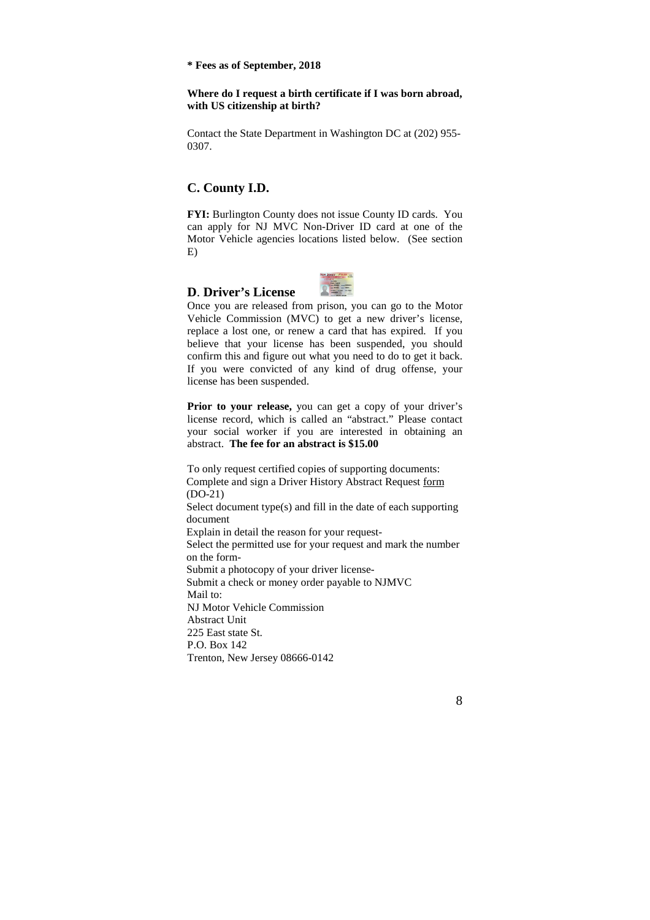**\* Fees as of September, 2018**

**Where do I request a birth certificate if I was born abroad, with US citizenship at birth?**

Contact the State Department in Washington DC at (202) 955-0307.

## C. County I.D.

**FYI:** Burlington County does not issue County ID cards. You can apply for NJ MVC Non-Driver ID card at one of the Motor Vehicle agencies locations listed below. (See section E)

## D. Driver's License

Once you are released from prison, you can go to the Motor Vehicle Commission (MVC) to get a new driver's license, replace a lost one, or renew a card that has expired. If you believe that your license has been suspended, you should confirm this and figure out what you need to do to get it back. If you were convicted of any kind of drug offense, your license has been suspended.

**Prior to your release,** you can get a copy of your driver's license record, which is called an "abstract." Please contact your social worker if you are interested in obtaining an abstract. **The fee for an abstract is $15.00**

To only request certified copies of supporting documents:
Complete and sign a Driver History Abstract Request form (DO-21)
Select document type(s) and fill in the date of each supporting document
Explain in detail the reason for your request-
Select the permitted use for your request and mark the number on the form-
Submit a photocopy of your driver license-
Submit a check or money order payable to NJMVC
Mail to:
NJ Motor Vehicle Commission
Abstract Unit
225 East state St.
P.O. Box 142
Trenton, New Jersey 08666-0142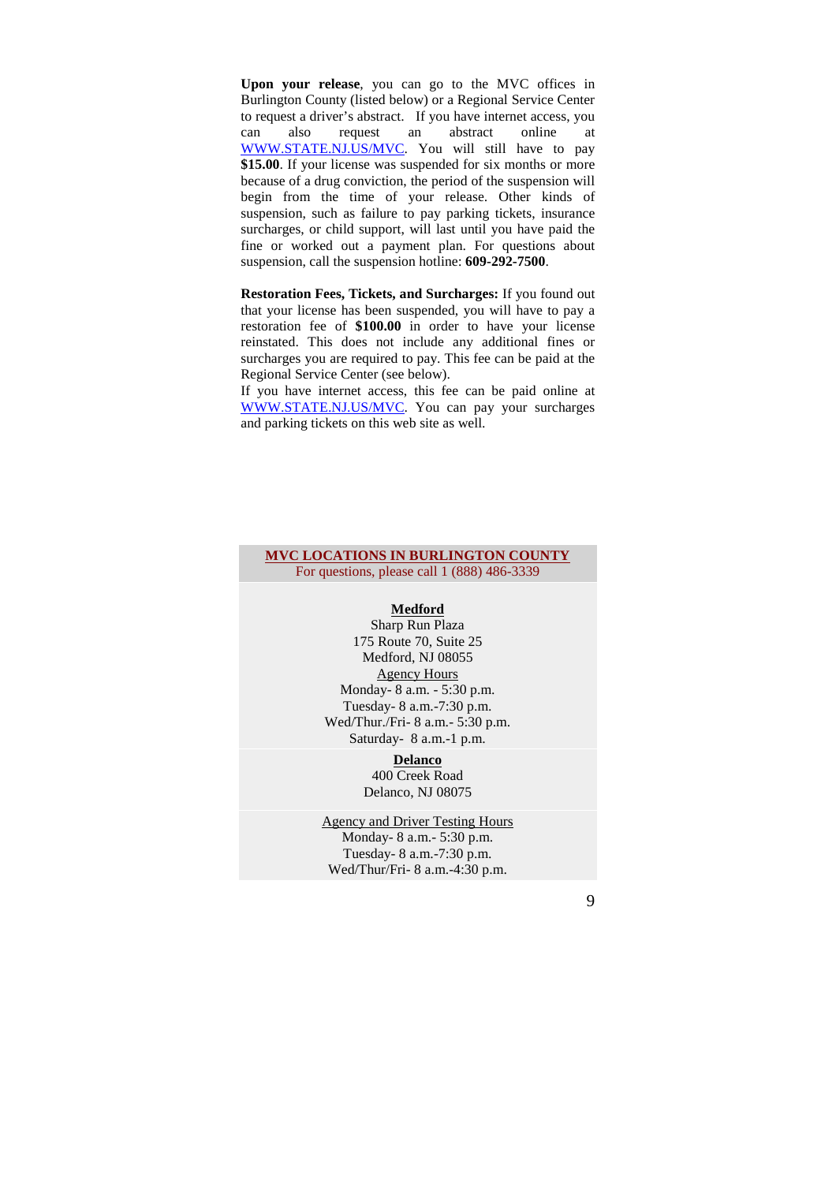**Upon your release**, you can go to the MVC offices in Burlington County (listed below) or a Regional Service Center to request a driver's abstract. If you have internet access, you can also request an abstract online at [WWW.STATE.NJ.US/MVC](http://WWW.STATE.NJ.US/MVC). You will still have to pay **$15.00**. If your license was suspended for six months or more because of a drug conviction, the period of the suspension will begin from the time of your release. Other kinds of suspension, such as failure to pay parking tickets, insurance surcharges, or child support, will last until you have paid the fine or worked out a payment plan. For questions about suspension, call the suspension hotline: **609-292-7500**.

**Restoration Fees, Tickets, and Surcharges:** If you found out that your license has been suspended, you will have to pay a restoration fee of **$100.00** in order to have your license reinstated. This does not include any additional fines or surcharges you are required to pay. This fee can be paid at the Regional Service Center (see below).
If you have internet access, this fee can be paid online at [WWW.STATE.NJ.US/MVC](http://WWW.STATE.NJ.US/MVC). You can pay your surcharges and parking tickets on this web site as well.

**MVC LOCATIONS IN BURLINGTON COUNTY**
For questions, please call 1 (888) 486-3339

**Medford**
Sharp Run Plaza
175 Route 70, Suite 25
Medford, NJ 08055
Agency Hours
Monday- 8 a.m. - 5:30 p.m.
Tuesday- 8 a.m.-7:30 p.m.
Wed/Thur./Fri- 8 a.m.- 5:30 p.m.
Saturday- 8 a.m.-1 p.m.

**Delanco**
400 Creek Road
Delanco, NJ 08075

Agency and Driver Testing Hours
Monday- 8 a.m.- 5:30 p.m.
Tuesday- 8 a.m.-7:30 p.m.
Wed/Thur/Fri- 8 a.m.-4:30 p.m.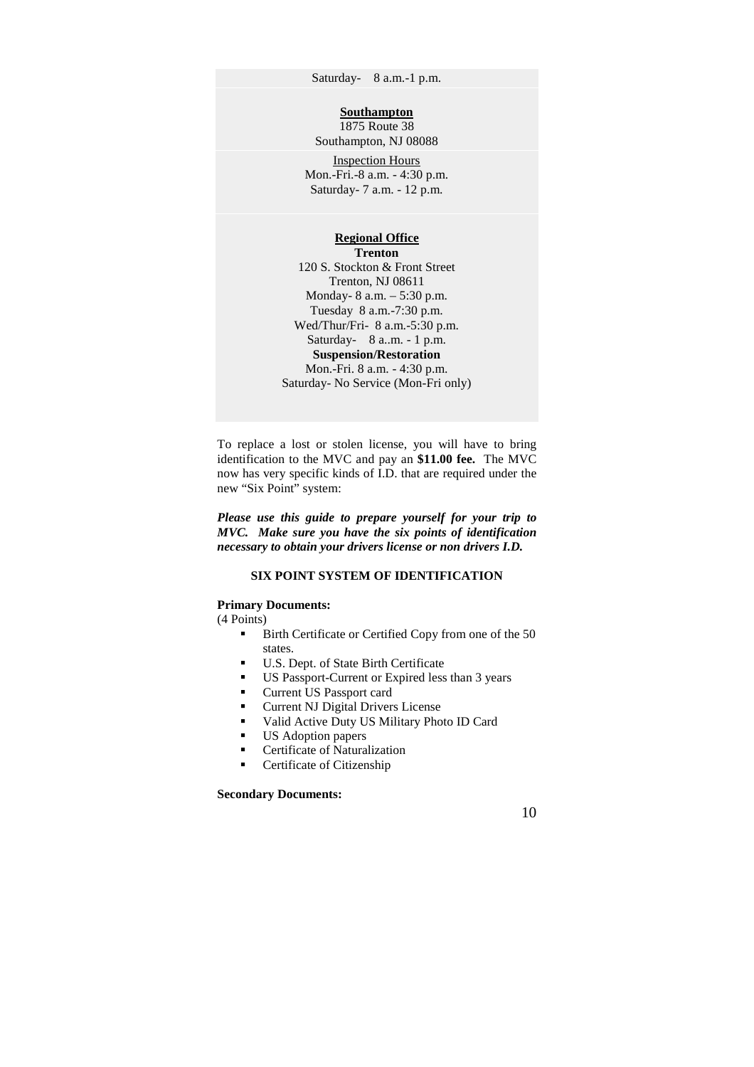Saturday- 8 a.m.-1 p.m.

**Southampton**
1875 Route 38
Southampton, NJ 08088

Inspection Hours
Mon.-Fri.-8 a.m. - 4:30 p.m.
Saturday- 7 a.m. - 12 p.m.

**Regional Office**
**Trenton**
120 S. Stockton & Front Street
Trenton, NJ 08611
Monday- 8 a.m. – 5:30 p.m.
Tuesday 8 a.m.-7:30 p.m.
Wed/Thur/Fri- 8 a.m.-5:30 p.m.
Saturday- 8 a..m. - 1 p.m.
**Suspension/Restoration**
Mon.-Fri. 8 a.m. - 4:30 p.m.
Saturday- No Service (Mon-Fri only)

To replace a lost or stolen license, you will have to bring identification to the MVC and pay an **$11.00 fee.** The MVC now has very specific kinds of I.D. that are required under the new "Six Point" system:

***Please use this guide to prepare yourself for your trip to MVC. Make sure you have the six points of identification necessary to obtain your drivers license or non drivers I.D.***

## SIX POINT SYSTEM OF IDENTIFICATION

**Primary Documents:**
(4 Points)

- Birth Certificate or Certified Copy from one of the 50 states.
- U.S. Dept. of State Birth Certificate
- US Passport-Current or Expired less than 3 years
- Current US Passport card
- Current NJ Digital Drivers License
- Valid Active Duty US Military Photo ID Card
- US Adoption papers
- Certificate of Naturalization
- Certificate of Citizenship

**Secondary Documents:**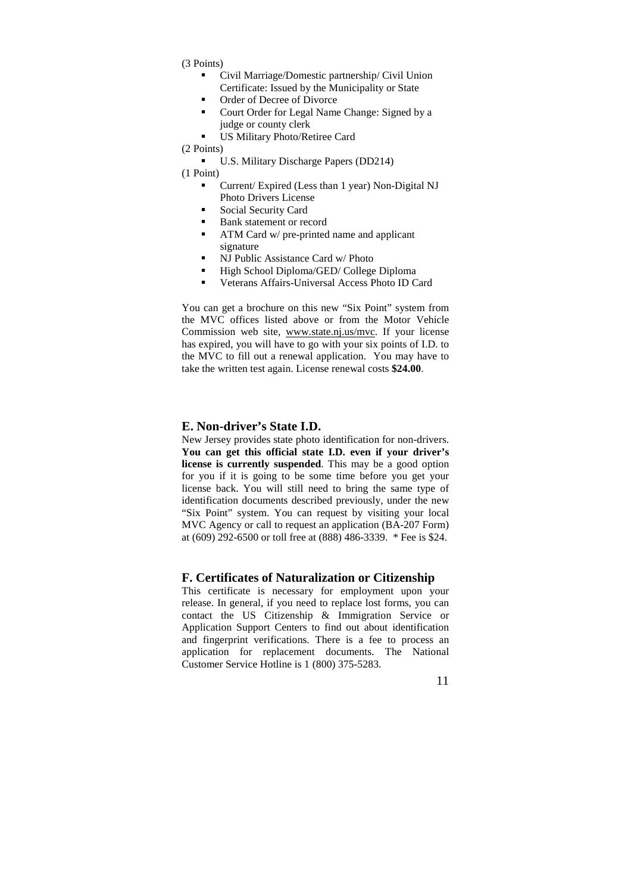(3 Points)

- Civil Marriage/Domestic partnership/ Civil Union Certificate: Issued by the Municipality or State
- Order of Decree of Divorce
- Court Order for Legal Name Change: Signed by a judge or county clerk
- US Military Photo/Retiree Card

(2 Points)

- U.S. Military Discharge Papers (DD214)

(1 Point)

- Current/ Expired (Less than 1 year) Non-Digital NJ Photo Drivers License
- Social Security Card
- Bank statement or record
- ATM Card w/ pre-printed name and applicant signature
- NJ Public Assistance Card w/ Photo
- High School Diploma/GED/ College Diploma
- Veterans Affairs-Universal Access Photo ID Card

You can get a brochure on this new "Six Point" system from the MVC offices listed above or from the Motor Vehicle Commission web site, www.state.nj.us/mvc. If your license has expired, you will have to go with your six points of I.D. to the MVC to fill out a renewal application. You may have to take the written test again. License renewal costs **$24.00**.

## E. Non-driver's State I.D.

New Jersey provides state photo identification for non-drivers. **You can get this official state I.D. even if your driver's license is currently suspended**. This may be a good option for you if it is going to be some time before you get your license back. You will still need to bring the same type of identification documents described previously, under the new "Six Point" system. You can request by visiting your local MVC Agency or call to request an application (BA-207 Form) at (609) 292-6500 or toll free at (888) 486-3339. * Fee is $24.

## F. Certificates of Naturalization or Citizenship

This certificate is necessary for employment upon your release. In general, if you need to replace lost forms, you can contact the US Citizenship & Immigration Service or Application Support Centers to find out about identification and fingerprint verifications. There is a fee to process an application for replacement documents. The National Customer Service Hotline is 1 (800) 375-5283.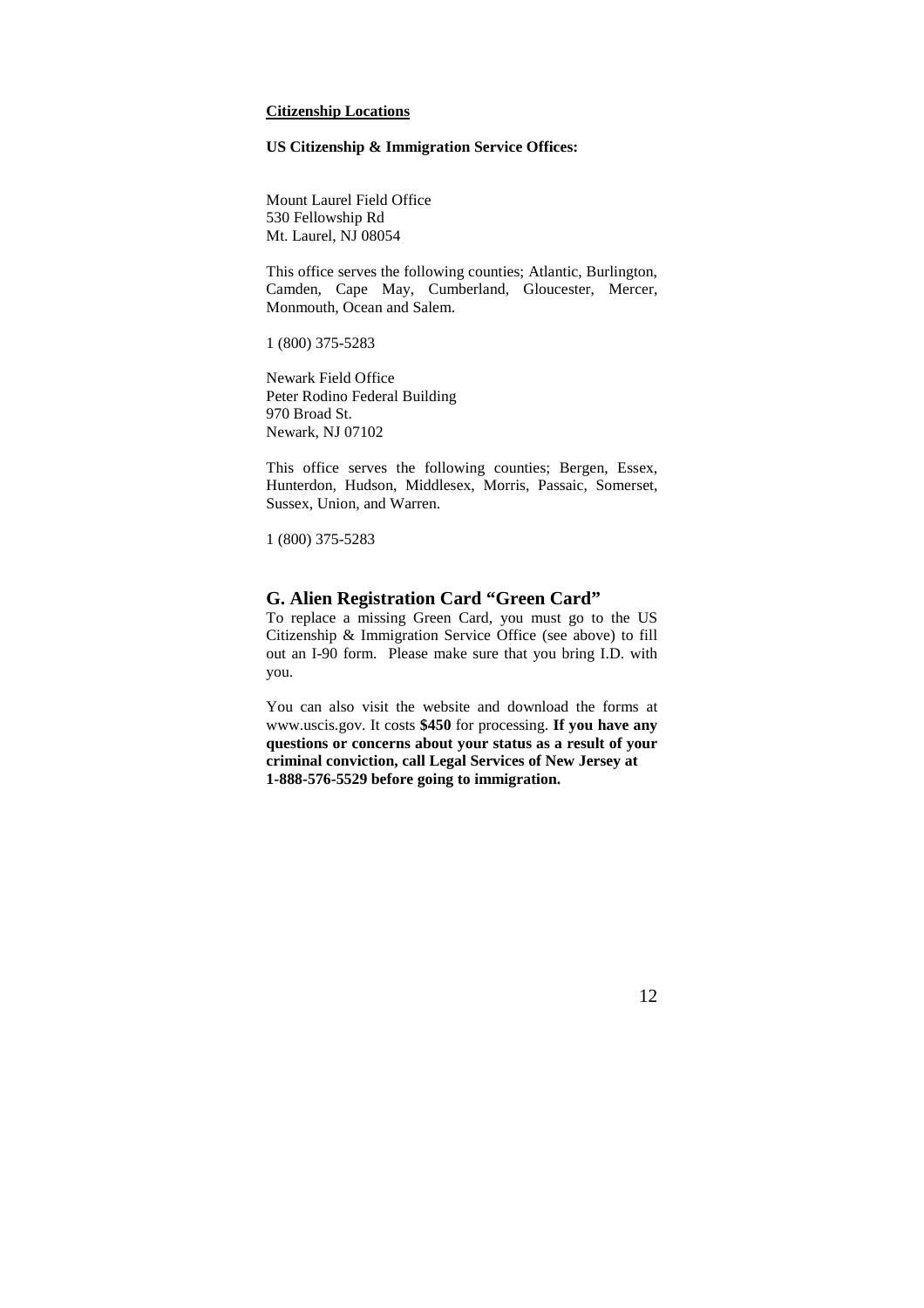**Citizenship Locations**

**US Citizenship & Immigration Service Offices:**

Mount Laurel Field Office
530 Fellowship Rd
Mt. Laurel, NJ 08054

This office serves the following counties; Atlantic, Burlington, Camden, Cape May, Cumberland, Gloucester, Mercer, Monmouth, Ocean and Salem.

1 (800) 375-5283

Newark Field Office
Peter Rodino Federal Building
970 Broad St.
Newark, NJ 07102

This office serves the following counties; Bergen, Essex, Hunterdon, Hudson, Middlesex, Morris, Passaic, Somerset, Sussex, Union, and Warren.

1 (800) 375-5283

## G. Alien Registration Card "Green Card"

To replace a missing Green Card, you must go to the US Citizenship & Immigration Service Office (see above) to fill out an I-90 form. Please make sure that you bring I.D. with you.

You can also visit the website and download the forms at www.uscis.gov. It costs **$450** for processing. **If you have any questions or concerns about your status as a result of your criminal conviction, call Legal Services of New Jersey at 1-888-576-5529 before going to immigration.**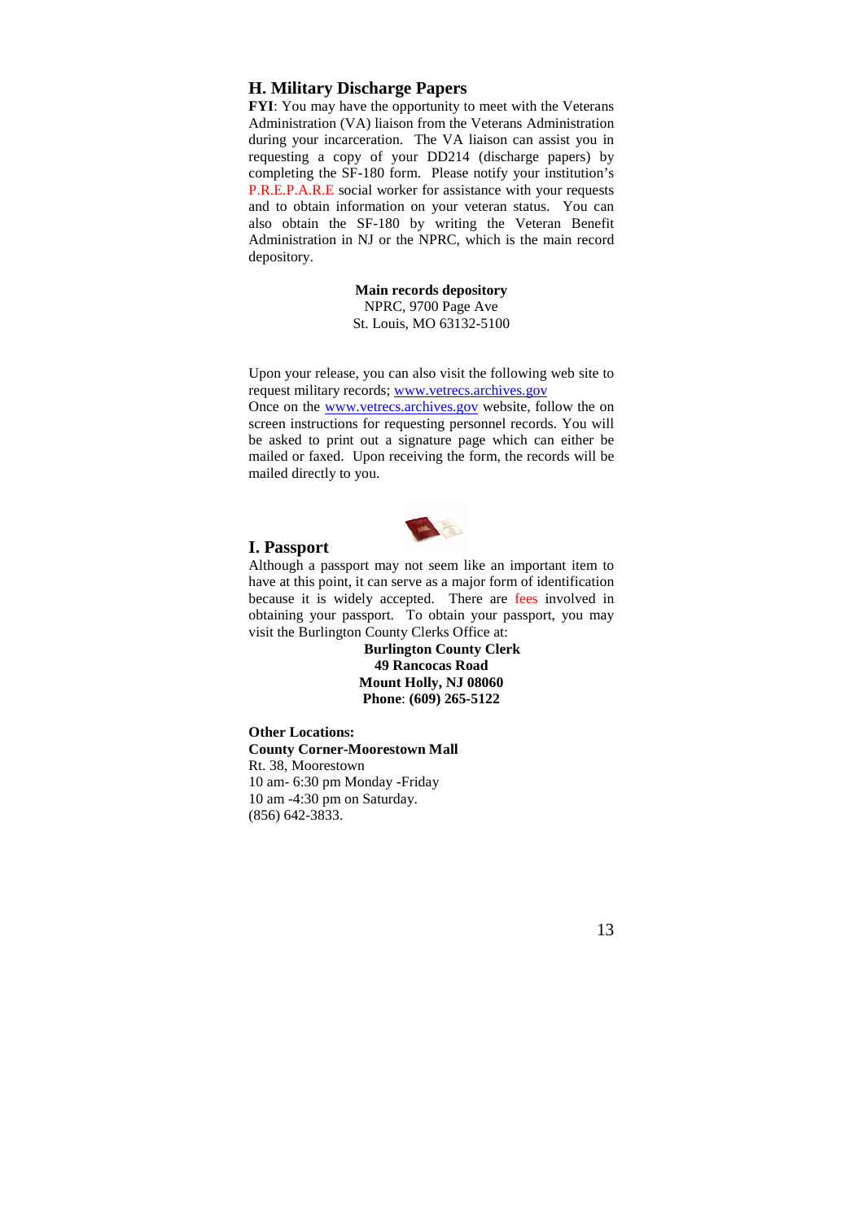## H. Military Discharge Papers

**FYI**: You may have the opportunity to meet with the Veterans Administration (VA) liaison from the Veterans Administration during your incarceration. The VA liaison can assist you in requesting a copy of your DD214 (discharge papers) by completing the SF-180 form. Please notify your institution's P.R.E.P.A.R.E social worker for assistance with your requests and to obtain information on your veteran status. You can also obtain the SF-180 by writing the Veteran Benefit Administration in NJ or the NPRC, which is the main record depository.

**Main records depository**
NPRC, 9700 Page Ave
St. Louis, MO 63132-5100

Upon your release, you can also visit the following web site to request military records; www.vetrecs.archives.gov
Once on the www.vetrecs.archives.gov website, follow the on screen instructions for requesting personnel records. You will be asked to print out a signature page which can either be mailed or faxed. Upon receiving the form, the records will be mailed directly to you.

## I. Passport

Although a passport may not seem like an important item to have at this point, it can serve as a major form of identification because it is widely accepted. There are fees involved in obtaining your passport. To obtain your passport, you may visit the Burlington County Clerks Office at:

**Burlington County Clerk**
**49 Rancocas Road**
**Mount Holly, NJ 08060**
**Phone: (609) 265-5122**

**Other Locations:**
**County Corner-Moorestown Mall**
Rt. 38, Moorestown
10 am- 6:30 pm Monday -Friday
10 am -4:30 pm on Saturday.
(856) 642-3833.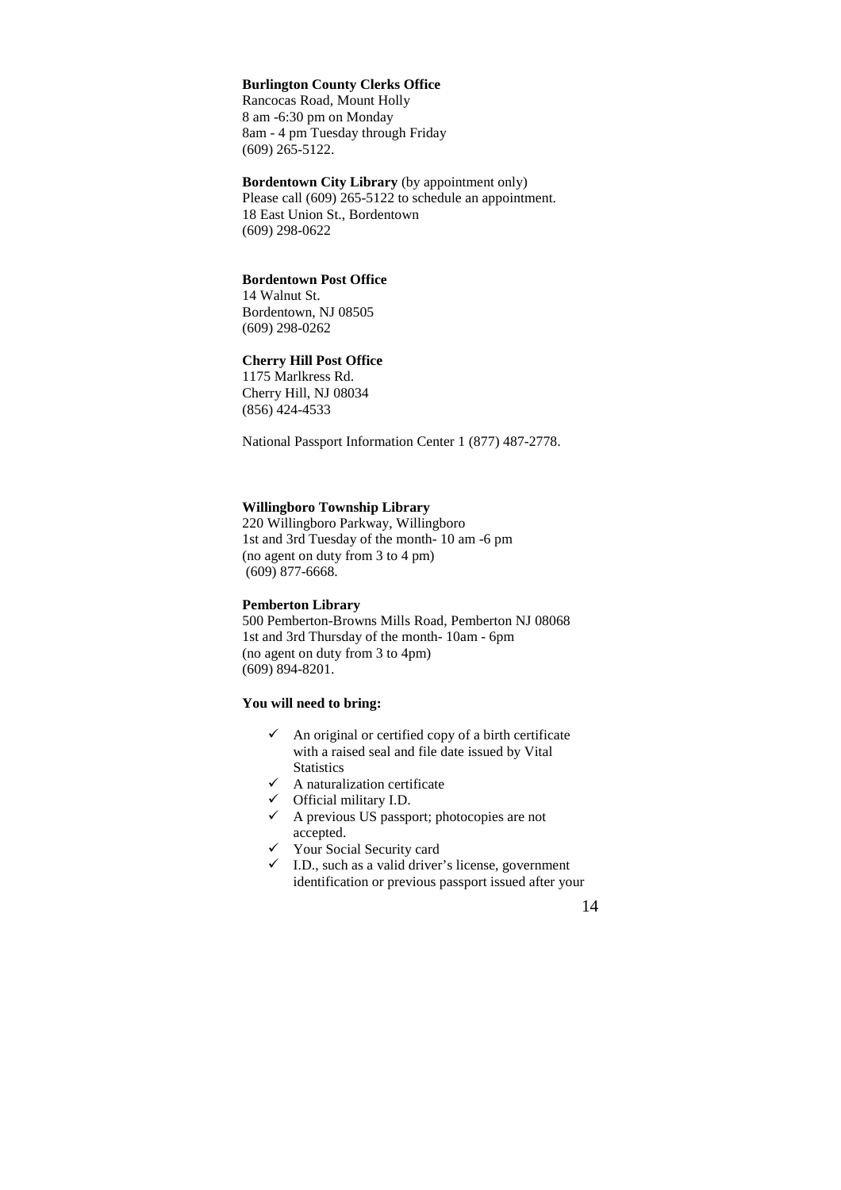**Burlington County Clerks Office**
Rancocas Road, Mount Holly
8 am -6:30 pm on Monday
8am - 4 pm Tuesday through Friday
(609) 265-5122.

**Bordentown City Library** (by appointment only)
Please call (609) 265-5122 to schedule an appointment.
18 East Union St., Bordentown
(609) 298-0622

**Bordentown Post Office**
14 Walnut St.
Bordentown, NJ 08505
(609) 298-0262

**Cherry Hill Post Office**
1175 Marlkress Rd.
Cherry Hill, NJ 08034
(856) 424-4533

National Passport Information Center 1 (877) 487-2778.

**Willingboro Township Library**
220 Willingboro Parkway, Willingboro
1st and 3rd Tuesday of the month- 10 am -6 pm
(no agent on duty from 3 to 4 pm)
(609) 877-6668.

**Pemberton Library**
500 Pemberton-Browns Mills Road, Pemberton NJ 08068
1st and 3rd Thursday of the month- 10am - 6pm
(no agent on duty from 3 to 4pm)
(609) 894-8201.

**You will need to bring:**

- ✓ An original or certified copy of a birth certificate with a raised seal and file date issued by Vital Statistics
- ✓ A naturalization certificate
- ✓ Official military I.D.
- ✓ A previous US passport; photocopies are not accepted.
- ✓ Your Social Security card
- ✓ I.D., such as a valid driver's license, government identification or previous passport issued after your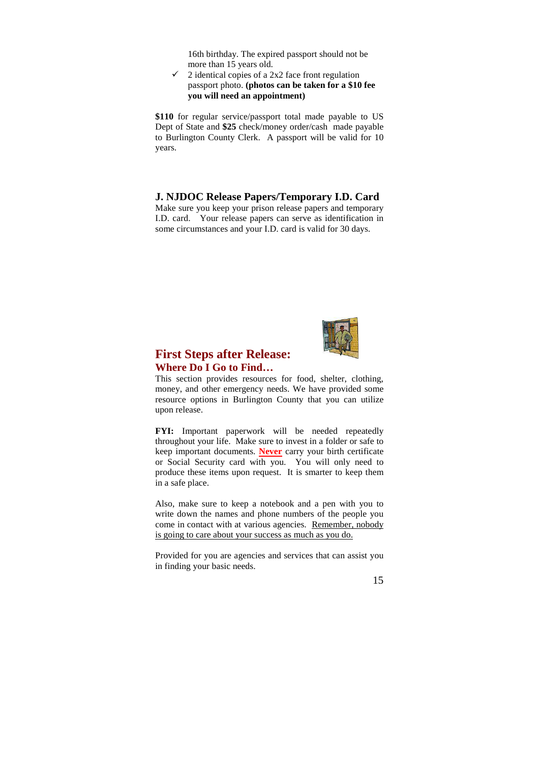16th birthday. The expired passport should not be more than 15 years old.

- ✓ 2 identical copies of a 2x2 face front regulation passport photo. **(photos can be taken for a $10 fee you will need an appointment)**

**$110** for regular service/passport total made payable to US Dept of State and **$25** check/money order/cash made payable to Burlington County Clerk. A passport will be valid for 10 years.

### J. NJDOC Release Papers/Temporary I.D. Card

Make sure you keep your prison release papers and temporary I.D. card. Your release papers can serve as identification in some circumstances and your I.D. card is valid for 30 days.

## First Steps after Release:
### Where Do I Go to Find…

This section provides resources for food, shelter, clothing, money, and other emergency needs. We have provided some resource options in Burlington County that you can utilize upon release.

**FYI:** Important paperwork will be needed repeatedly throughout your life. Make sure to invest in a folder or safe to keep important documents. **Never** carry your birth certificate or Social Security card with you. You will only need to produce these items upon request. It is smarter to keep them in a safe place.

Also, make sure to keep a notebook and a pen with you to write down the names and phone numbers of the people you come in contact with at various agencies. Remember, nobody is going to care about your success as much as you do.

Provided for you are agencies and services that can assist you in finding your basic needs.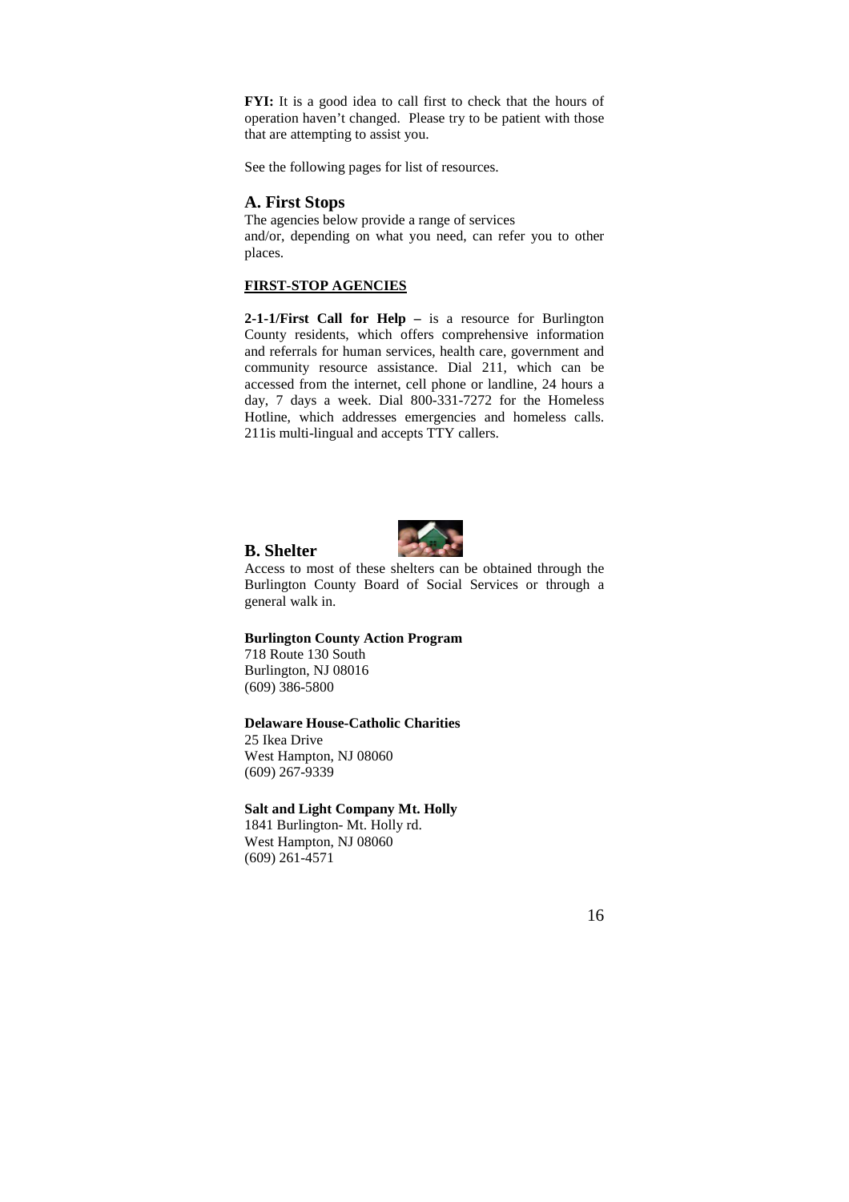**FYI:** It is a good idea to call first to check that the hours of operation haven't changed. Please try to be patient with those that are attempting to assist you.

See the following pages for list of resources.

## A. First Stops

The agencies below provide a range of services and/or, depending on what you need, can refer you to other places.

**FIRST-STOP AGENCIES**

**2-1-1/First Call for Help –** is a resource for Burlington County residents, which offers comprehensive information and referrals for human services, health care, government and community resource assistance. Dial 211, which can be accessed from the internet, cell phone or landline, 24 hours a day, 7 days a week. Dial 800-331-7272 for the Homeless Hotline, which addresses emergencies and homeless calls. 211is multi-lingual and accepts TTY callers.

## B. Shelter

Access to most of these shelters can be obtained through the Burlington County Board of Social Services or through a general walk in.

**Burlington County Action Program**
718 Route 130 South
Burlington, NJ 08016
(609) 386-5800

**Delaware House-Catholic Charities**
25 Ikea Drive
West Hampton, NJ 08060
(609) 267-9339

**Salt and Light Company Mt. Holly**
1841 Burlington- Mt. Holly rd.
West Hampton, NJ 08060
(609) 261-4571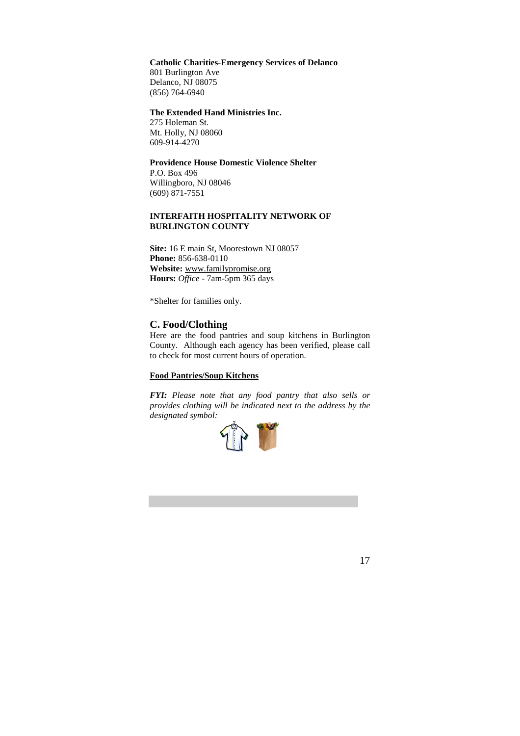**Catholic Charities-Emergency Services of Delanco**
801 Burlington Ave
Delanco, NJ 08075
(856) 764-6940

**The Extended Hand Ministries Inc.**
275 Holeman St.
Mt. Holly, NJ 08060
609-914-4270

**Providence House Domestic Violence Shelter**
P.O. Box 496
Willingboro, NJ 08046
(609) 871-7551

**INTERFAITH HOSPITALITY NETWORK OF BURLINGTON COUNTY**

**Site:** 16 E main St, Moorestown NJ 08057
**Phone:** 856-638-0110
**Website:** www.familypromise.org
**Hours:** *Office* - 7am-5pm 365 days

*Shelter for families only.

## C. Food/Clothing

Here are the food pantries and soup kitchens in Burlington County. Although each agency has been verified, please call to check for most current hours of operation.

**Food Pantries/Soup Kitchens**

***FYI:*** *Please note that any food pantry that also sells or provides clothing will be indicated next to the address by the designated symbol:*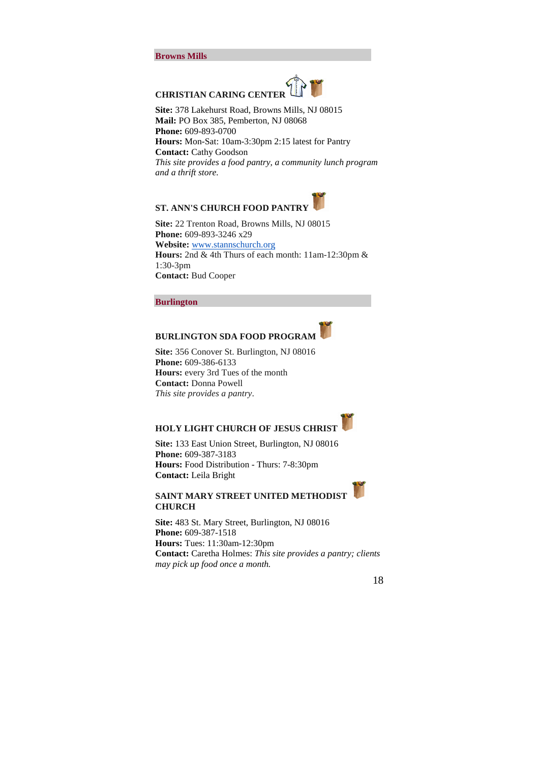## Browns Mills

### CHRISTIAN CARING CENTER

**Site:** 378 Lakehurst Road, Browns Mills, NJ 08015
**Mail:** PO Box 385, Pemberton, NJ 08068
**Phone:** 609-893-0700
**Hours:** Mon-Sat: 10am-3:30pm 2:15 latest for Pantry
**Contact:** Cathy Goodson
*This site provides a food pantry, a community lunch program and a thrift store.*

### ST. ANN'S CHURCH FOOD PANTRY

**Site:** 22 Trenton Road, Browns Mills, NJ 08015
**Phone:** 609-893-3246 x29
**Website:** www.stannschurch.org
**Hours:** 2nd & 4th Thurs of each month: 11am-12:30pm & 1:30-3pm
**Contact:** Bud Cooper

## Burlington

### BURLINGTON SDA FOOD PROGRAM

**Site:** 356 Conover St. Burlington, NJ 08016
**Phone:** 609-386-6133
**Hours:** every 3rd Tues of the month
**Contact:** Donna Powell
*This site provides a pantry*.

### HOLY LIGHT CHURCH OF JESUS CHRIST

**Site:** 133 East Union Street, Burlington, NJ 08016
**Phone:** 609-387-3183
**Hours:** Food Distribution - Thurs: 7-8:30pm
**Contact:** Leila Bright

### SAINT MARY STREET UNITED METHODIST CHURCH

**Site:** 483 St. Mary Street, Burlington, NJ 08016
**Phone:** 609-387-1518
**Hours:** Tues: 11:30am-12:30pm
**Contact:** Caretha Holmes: *This site provides a pantry; clients may pick up food once a month.*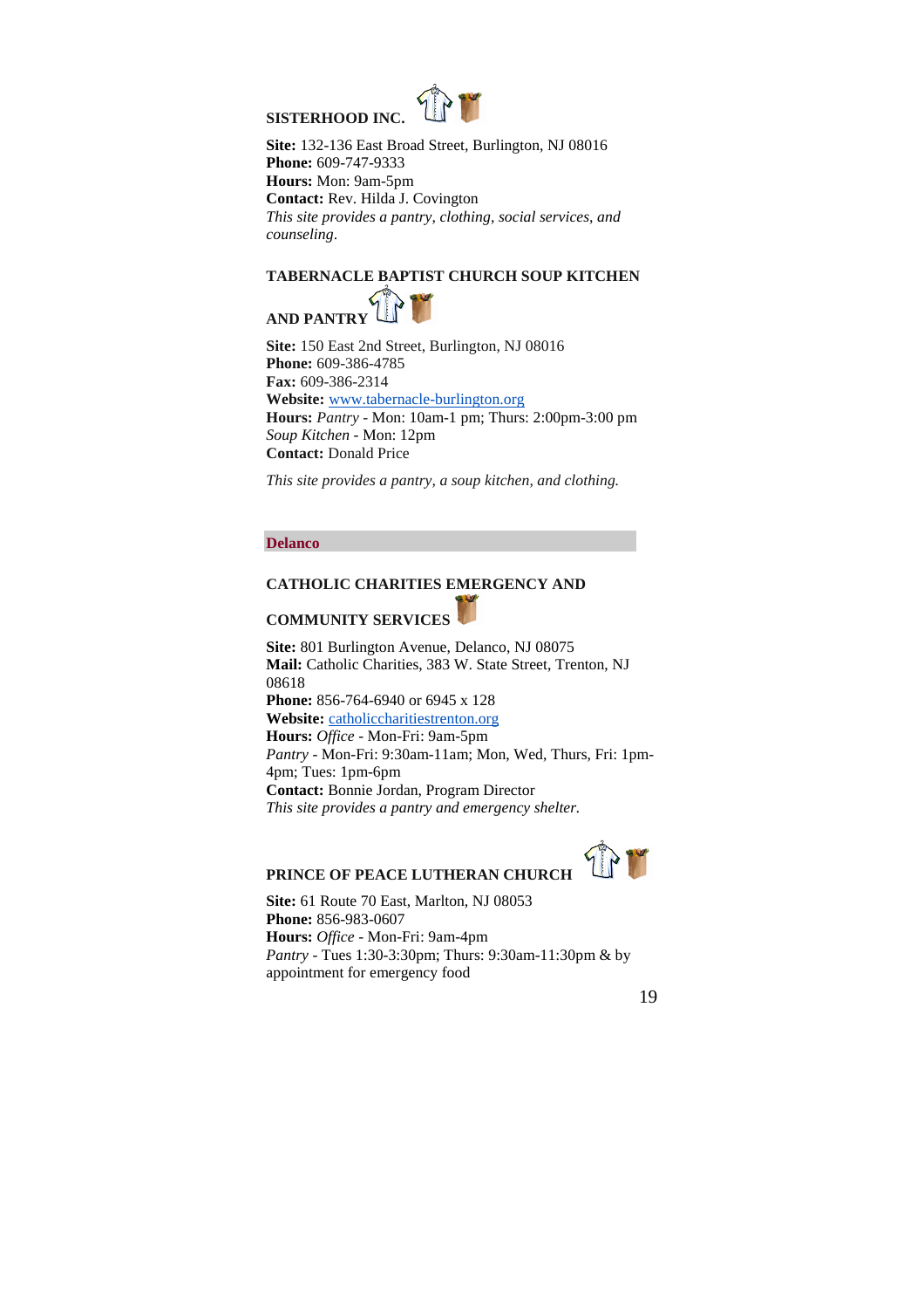### SISTERHOOD INC.

**Site:** 132-136 East Broad Street, Burlington, NJ 08016
**Phone:** 609-747-9333
**Hours:** Mon: 9am-5pm
**Contact:** Rev. Hilda J. Covington
*This site provides a pantry, clothing, social services, and counseling.*

### TABERNACLE BAPTIST CHURCH SOUP KITCHEN AND PANTRY

**Site:** 150 East 2nd Street, Burlington, NJ 08016
**Phone:** 609-386-4785
**Fax:** 609-386-2314
**Website:** www.tabernacle-burlington.org
**Hours:** *Pantry* - Mon: 10am-1 pm; Thurs: 2:00pm-3:00 pm
*Soup Kitchen* - Mon: 12pm
**Contact:** Donald Price

*This site provides a pantry, a soup kitchen, and clothing.*

## Delanco

### CATHOLIC CHARITIES EMERGENCY AND COMMUNITY SERVICES

**Site:** 801 Burlington Avenue, Delanco, NJ 08075
**Mail:** Catholic Charities, 383 W. State Street, Trenton, NJ 08618
**Phone:** 856-764-6940 or 6945 x 128
**Website:** catholiccharitiestrenton.org
**Hours:** *Office* - Mon-Fri: 9am-5pm
*Pantry* - Mon-Fri: 9:30am-11am; Mon, Wed, Thurs, Fri: 1pm-4pm; Tues: 1pm-6pm
**Contact:** Bonnie Jordan, Program Director
*This site provides a pantry and emergency shelter.*

### PRINCE OF PEACE LUTHERAN CHURCH

**Site:** 61 Route 70 East, Marlton, NJ 08053
**Phone:** 856-983-0607
**Hours:** *Office* - Mon-Fri: 9am-4pm
*Pantry* - Tues 1:30-3:30pm; Thurs: 9:30am-11:30pm & by appointment for emergency food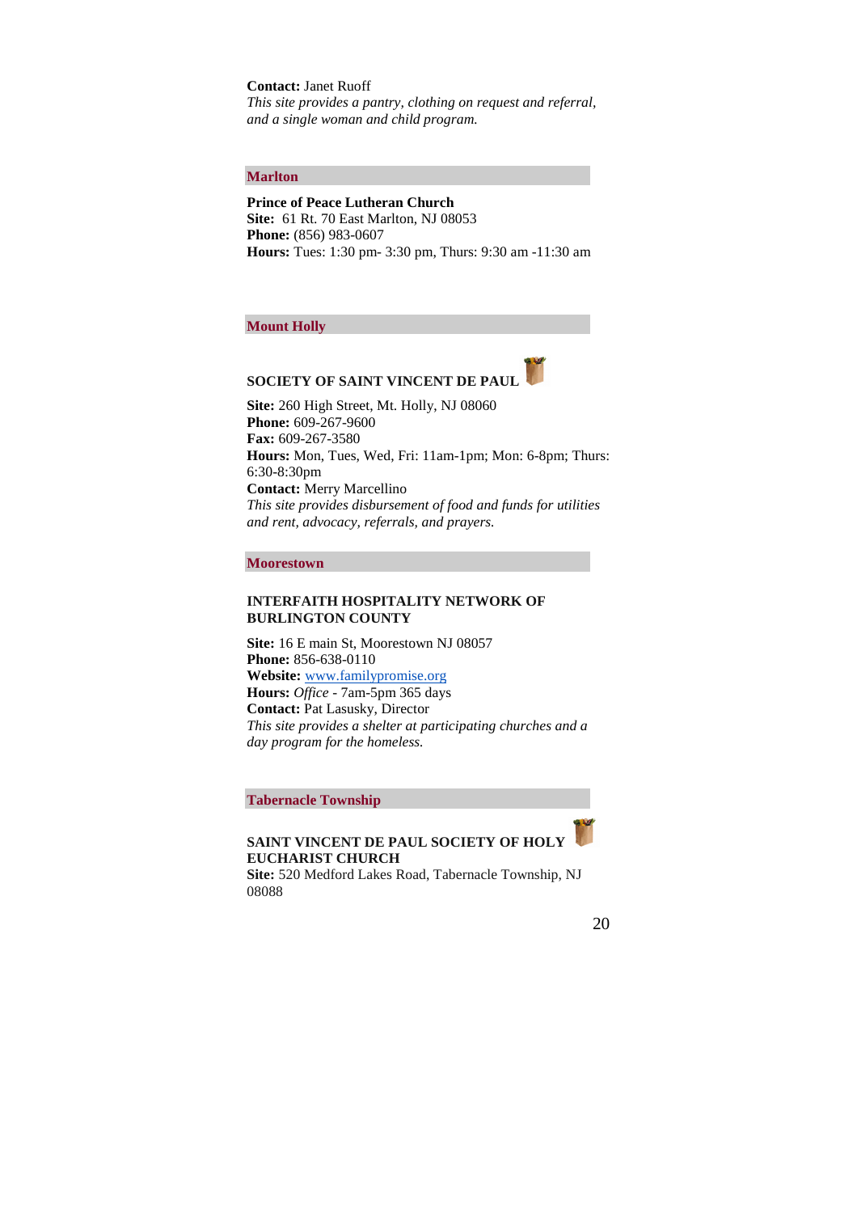**Contact:** Janet Ruoff
*This site provides a pantry, clothing on request and referral, and a single woman and child program.*

## Marlton

**Prince of Peace Lutheran Church**
**Site:** 61 Rt. 70 East Marlton, NJ 08053
**Phone:** (856) 983-0607
**Hours:** Tues: 1:30 pm- 3:30 pm, Thurs: 9:30 am -11:30 am

## Mount Holly

### SOCIETY OF SAINT VINCENT DE PAUL

**Site:** 260 High Street, Mt. Holly, NJ 08060
**Phone:** 609-267-9600
**Fax:** 609-267-3580
**Hours:** Mon, Tues, Wed, Fri: 11am-1pm; Mon: 6-8pm; Thurs: 6:30-8:30pm
**Contact:** Merry Marcellino
*This site provides disbursement of food and funds for utilities and rent, advocacy, referrals, and prayers.*

## Moorestown

### INTERFAITH HOSPITALITY NETWORK OF BURLINGTON COUNTY

**Site:** 16 E main St, Moorestown NJ 08057
**Phone:** 856-638-0110
**Website:** [www.familypromise.org](http://www.familypromise.org)
**Hours:** *Office* - 7am-5pm 365 days
**Contact:** Pat Lasusky, Director
*This site provides a shelter at participating churches and a day program for the homeless.*

## Tabernacle Township

### SAINT VINCENT DE PAUL SOCIETY OF HOLY EUCHARIST CHURCH

**Site:** 520 Medford Lakes Road, Tabernacle Township, NJ 08088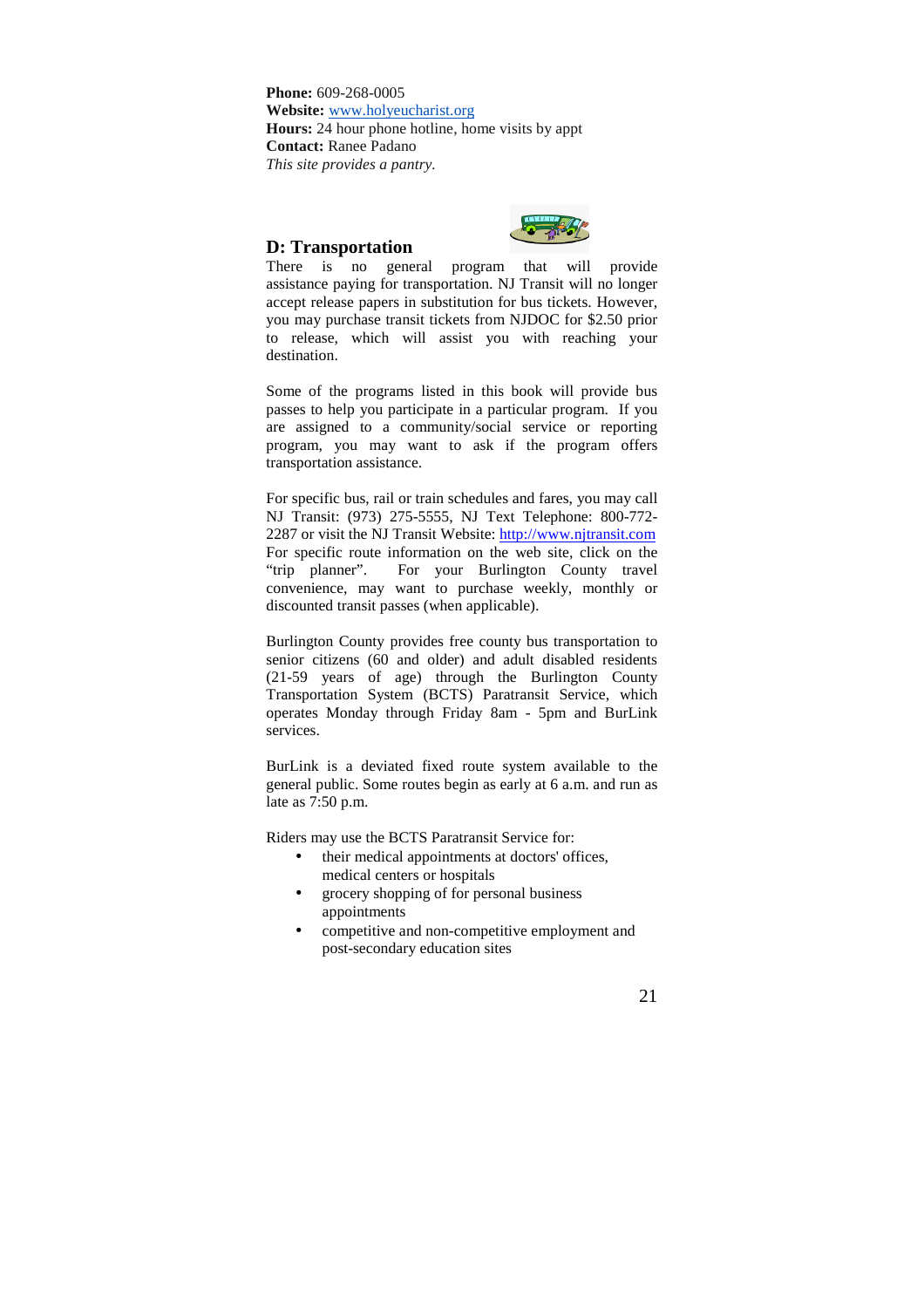**Phone:** 609-268-0005
**Website:** www.holyeucharist.org
**Hours:** 24 hour phone hotline, home visits by appt
**Contact:** Ranee Padano
*This site provides a pantry.*

## D: Transportation

There is no general program that will provide assistance paying for transportation. NJ Transit will no longer accept release papers in substitution for bus tickets. However, you may purchase transit tickets from NJDOC for $2.50 prior to release, which will assist you with reaching your destination.

Some of the programs listed in this book will provide bus passes to help you participate in a particular program. If you are assigned to a community/social service or reporting program, you may want to ask if the program offers transportation assistance.

For specific bus, rail or train schedules and fares, you may call NJ Transit: (973) 275-5555, NJ Text Telephone: 800-772-2287 or visit the NJ Transit Website: http://www.njtransit.com For specific route information on the web site, click on the "trip planner". For your Burlington County travel convenience, may want to purchase weekly, monthly or discounted transit passes (when applicable).

Burlington County provides free county bus transportation to senior citizens (60 and older) and adult disabled residents (21-59 years of age) through the Burlington County Transportation System (BCTS) Paratransit Service, which operates Monday through Friday 8am - 5pm and BurLink services.

BurLink is a deviated fixed route system available to the general public. Some routes begin as early at 6 a.m. and run as late as 7:50 p.m.

Riders may use the BCTS Paratransit Service for:

- their medical appointments at doctors' offices, medical centers or hospitals
- grocery shopping of for personal business appointments
- competitive and non-competitive employment and post-secondary education sites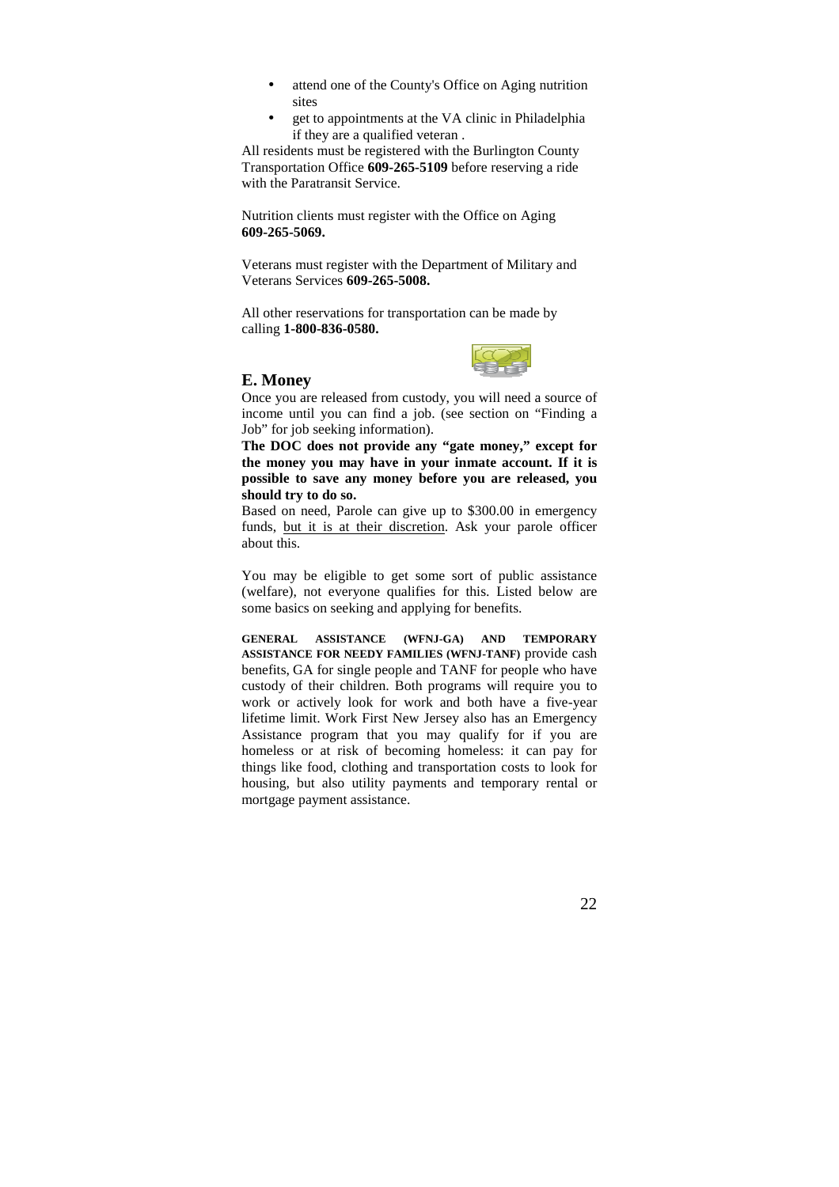- attend one of the County's Office on Aging nutrition sites
- get to appointments at the VA clinic in Philadelphia if they are a qualified veteran .

All residents must be registered with the Burlington County Transportation Office **609-265-5109** before reserving a ride with the Paratransit Service.

Nutrition clients must register with the Office on Aging **609-265-5069.**

Veterans must register with the Department of Military and Veterans Services **609-265-5008.**

All other reservations for transportation can be made by calling **1-800-836-0580.**

## E. Money

Once you are released from custody, you will need a source of income until you can find a job. (see section on "Finding a Job" for job seeking information).

**The DOC does not provide any "gate money," except for the money you may have in your inmate account. If it is possible to save any money before you are released, you should try to do so.**

Based on need, Parole can give up to $300.00 in emergency funds, <u>but it is at their discretion</u>. Ask your parole officer about this.

You may be eligible to get some sort of public assistance (welfare), not everyone qualifies for this. Listed below are some basics on seeking and applying for benefits.

**GENERAL ASSISTANCE (WFNJ-GA) AND TEMPORARY ASSISTANCE FOR NEEDY FAMILIES (WFNJ-TANF)** provide cash benefits, GA for single people and TANF for people who have custody of their children. Both programs will require you to work or actively look for work and both have a five-year lifetime limit. Work First New Jersey also has an Emergency Assistance program that you may qualify for if you are homeless or at risk of becoming homeless: it can pay for things like food, clothing and transportation costs to look for housing, but also utility payments and temporary rental or mortgage payment assistance.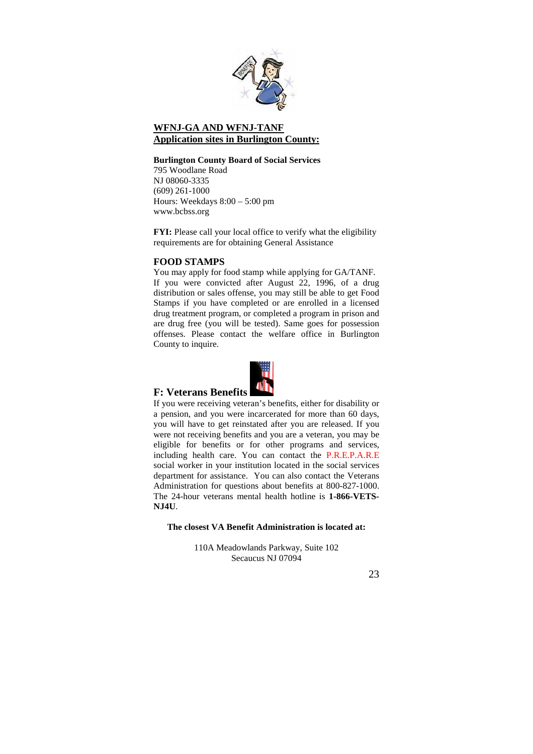## WFNJ-GA AND WFNJ-TANF
## Application sites in Burlington County:

**Burlington County Board of Social Services**
795 Woodlane Road
NJ 08060-3335
(609) 261-1000
Hours: Weekdays 8:00 – 5:00 pm
www.bcbss.org

**FYI:** Please call your local office to verify what the eligibility requirements are for obtaining General Assistance

### FOOD STAMPS

You may apply for food stamp while applying for GA/TANF. If you were convicted after August 22, 1996, of a drug distribution or sales offense, you may still be able to get Food Stamps if you have completed or are enrolled in a licensed drug treatment program, or completed a program in prison and are drug free (you will be tested). Same goes for possession offenses. Please contact the welfare office in Burlington County to inquire.

### F: Veterans Benefits

If you were receiving veteran's benefits, either for disability or a pension, and you were incarcerated for more than 60 days, you will have to get reinstated after you are released. If you were not receiving benefits and you are a veteran, you may be eligible for benefits or for other programs and services, including health care. You can contact the P.R.E.P.A.R.E social worker in your institution located in the social services department for assistance. You can also contact the Veterans Administration for questions about benefits at 800-827-1000. The 24-hour veterans mental health hotline is **1-866-VETS-NJ4U**.

**The closest VA Benefit Administration is located at:**

110A Meadowlands Parkway, Suite 102
Secaucus NJ 07094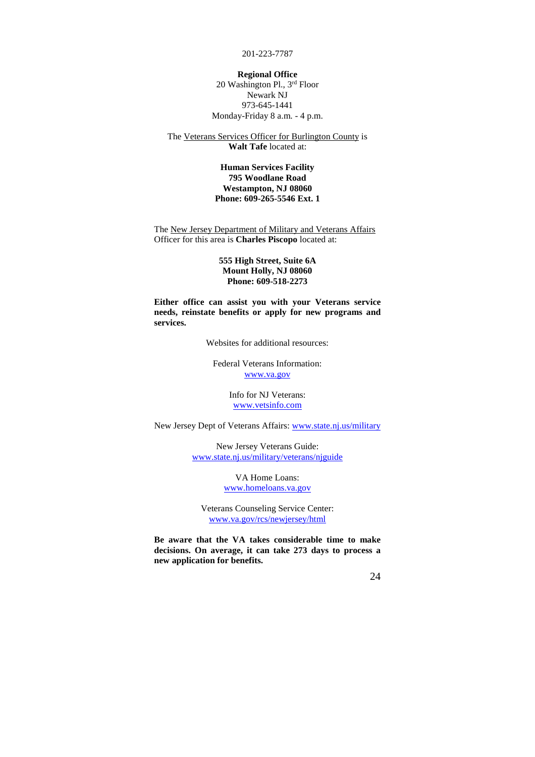201-223-7787

**Regional Office**
20 Washington Pl., 3rd Floor
Newark NJ
973-645-1441
Monday-Friday 8 a.m. - 4 p.m.

The Veterans Services Officer for Burlington County is **Walt Tafe** located at:

**Human Services Facility**
**795 Woodlane Road**
**Westampton, NJ 08060**
**Phone: 609-265-5546 Ext. 1**

The New Jersey Department of Military and Veterans Affairs Officer for this area is **Charles Piscopo** located at:

**555 High Street, Suite 6A**
**Mount Holly, NJ 08060**
**Phone: 609-518-2273**

**Either office can assist you with your Veterans service needs, reinstate benefits or apply for new programs and services.**

Websites for additional resources:

Federal Veterans Information:
www.va.gov

Info for NJ Veterans:
www.vetsinfo.com

New Jersey Dept of Veterans Affairs: www.state.nj.us/military

New Jersey Veterans Guide:
www.state.nj.us/military/veterans/njguide

VA Home Loans:
www.homeloans.va.gov

Veterans Counseling Service Center:
www.va.gov/rcs/newjersey/html

**Be aware that the VA takes considerable time to make decisions. On average, it can take 273 days to process a new application for benefits.**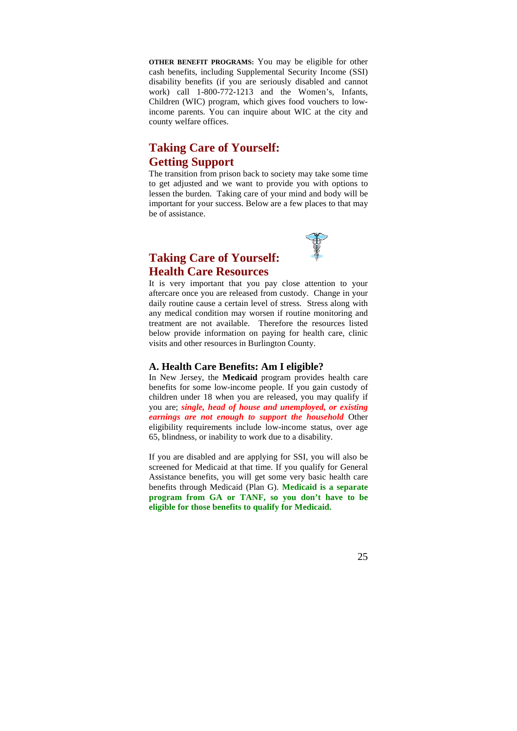**OTHER BENEFIT PROGRAMS:** You may be eligible for other cash benefits, including Supplemental Security Income (SSI) disability benefits (if you are seriously disabled and cannot work) call 1-800-772-1213 and the Women's, Infants, Children (WIC) program, which gives food vouchers to low-income parents. You can inquire about WIC at the city and county welfare offices.

## Taking Care of Yourself: Getting Support

The transition from prison back to society may take some time to get adjusted and we want to provide you with options to lessen the burden. Taking care of your mind and body will be important for your success. Below are a few places to that may be of assistance.

## Taking Care of Yourself: Health Care Resources

It is very important that you pay close attention to your aftercare once you are released from custody. Change in your daily routine cause a certain level of stress. Stress along with any medical condition may worsen if routine monitoring and treatment are not available. Therefore the resources listed below provide information on paying for health care, clinic visits and other resources in Burlington County.

### A. Health Care Benefits: Am I eligible?

In New Jersey, the **Medicaid** program provides health care benefits for some low-income people. If you gain custody of children under 18 when you are released, you may qualify if you are; ***single, head of house and unemployed, or existing earnings are not enough to support the household*** Other eligibility requirements include low-income status, over age 65, blindness, or inability to work due to a disability.

If you are disabled and are applying for SSI, you will also be screened for Medicaid at that time. If you qualify for General Assistance benefits, you will get some very basic health care benefits through Medicaid (Plan G). **Medicaid is a separate program from GA or TANF, so you don't have to be eligible for those benefits to qualify for Medicaid.**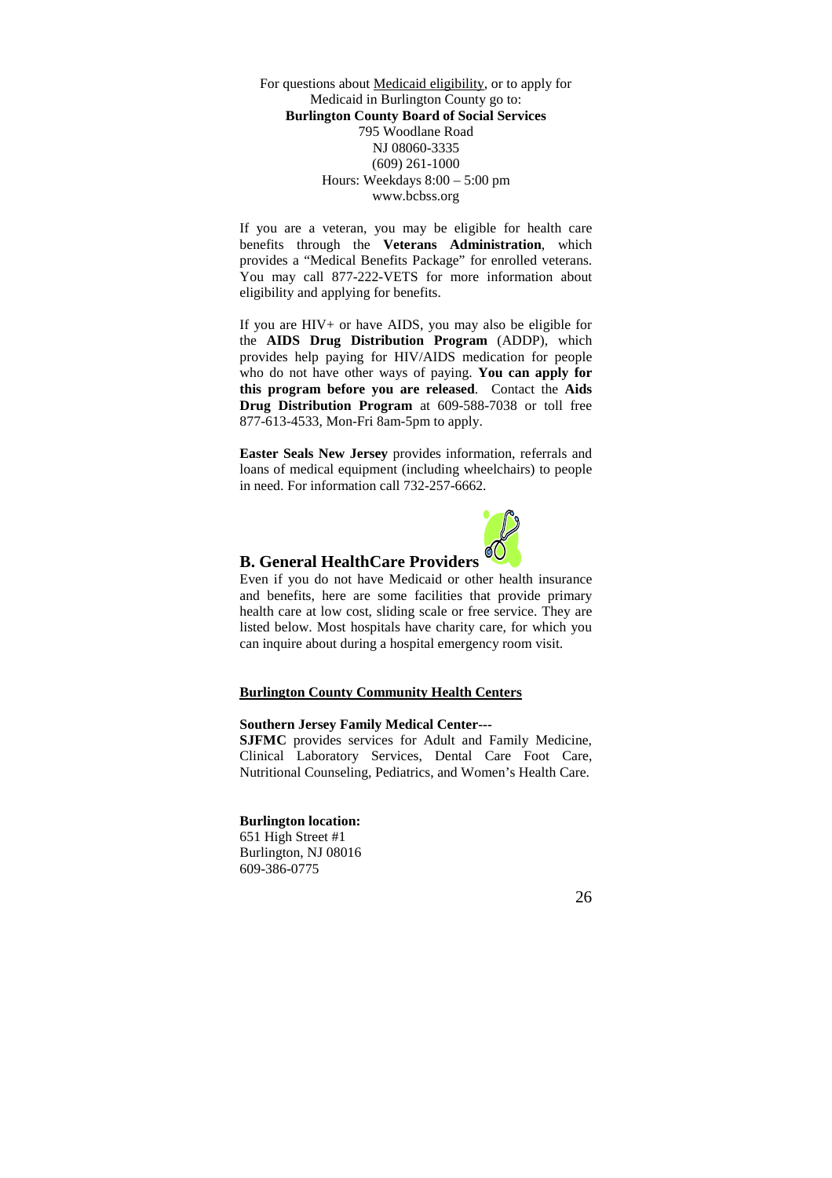For questions about Medicaid eligibility, or to apply for Medicaid in Burlington County go to:
**Burlington County Board of Social Services**
795 Woodlane Road
NJ 08060-3335
(609) 261-1000
Hours: Weekdays 8:00 – 5:00 pm
www.bcbss.org

If you are a veteran, you may be eligible for health care benefits through the **Veterans Administration**, which provides a "Medical Benefits Package" for enrolled veterans. You may call 877-222-VETS for more information about eligibility and applying for benefits.

If you are HIV+ or have AIDS, you may also be eligible for the **AIDS Drug Distribution Program** (ADDP), which provides help paying for HIV/AIDS medication for people who do not have other ways of paying. **You can apply for this program before you are released**. Contact the **Aids Drug Distribution Program** at 609-588-7038 or toll free 877-613-4533, Mon-Fri 8am-5pm to apply.

**Easter Seals New Jersey** provides information, referrals and loans of medical equipment (including wheelchairs) to people in need. For information call 732-257-6662.

## B. General HealthCare Providers

Even if you do not have Medicaid or other health insurance and benefits, here are some facilities that provide primary health care at low cost, sliding scale or free service. They are listed below. Most hospitals have charity care, for which you can inquire about during a hospital emergency room visit.

**Burlington County Community Health Centers**

**Southern Jersey Family Medical Center---**
**SJFMC** provides services for Adult and Family Medicine, Clinical Laboratory Services, Dental Care Foot Care, Nutritional Counseling, Pediatrics, and Women's Health Care.

**Burlington location:**
651 High Street #1
Burlington, NJ 08016
609-386-0775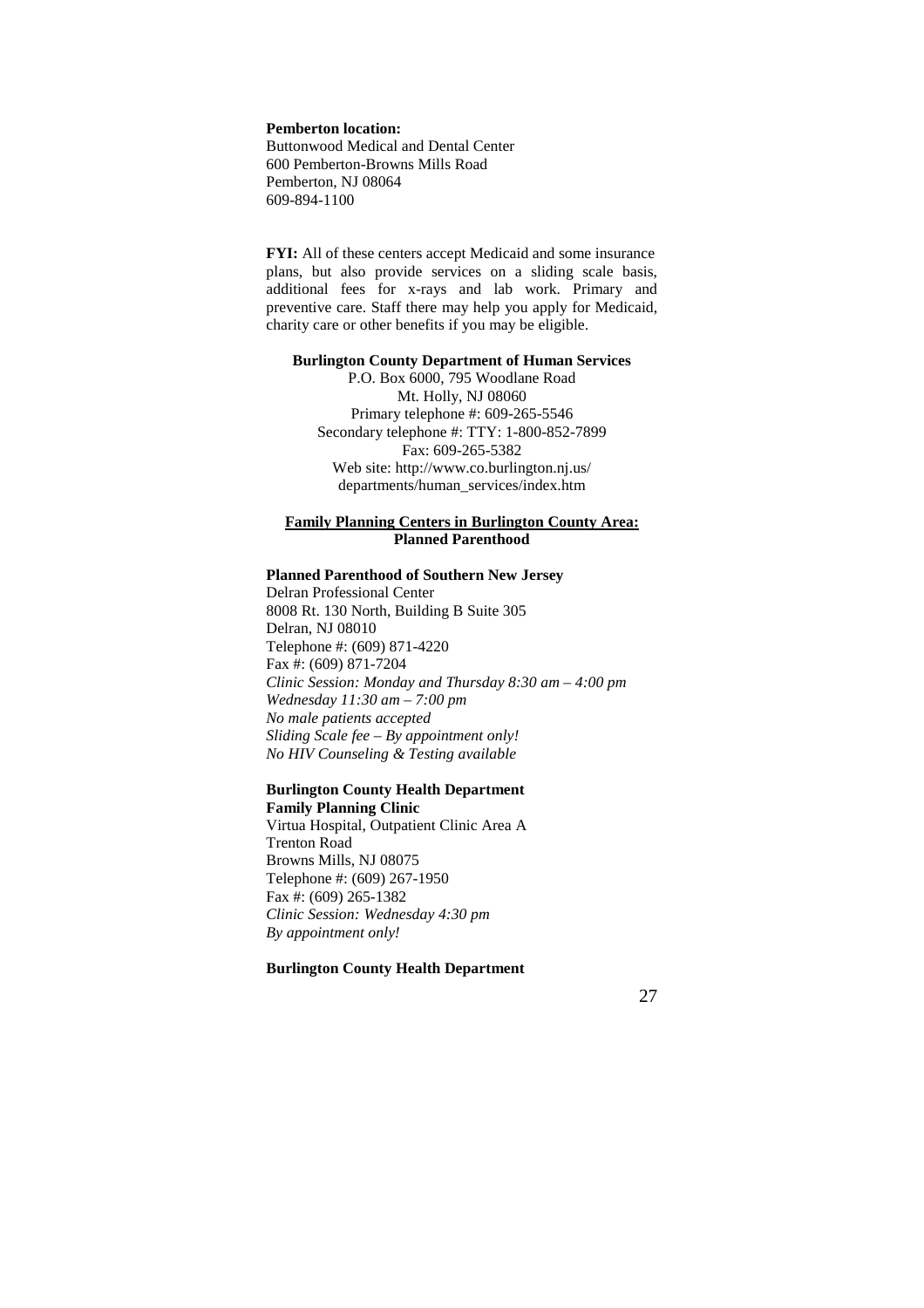**Pemberton location:**
Buttonwood Medical and Dental Center
600 Pemberton-Browns Mills Road
Pemberton, NJ 08064
609-894-1100

**FYI:** All of these centers accept Medicaid and some insurance plans, but also provide services on a sliding scale basis, additional fees for x-rays and lab work. Primary and preventive care. Staff there may help you apply for Medicaid, charity care or other benefits if you may be eligible.

**Burlington County Department of Human Services**
P.O. Box 6000, 795 Woodlane Road
Mt. Holly, NJ 08060
Primary telephone #: 609-265-5546
Secondary telephone #: TTY: 1-800-852-7899
Fax: 609-265-5382
Web site: http://www.co.burlington.nj.us/departments/human_services/index.htm

**Family Planning Centers in Burlington County Area:**
**Planned Parenthood**

**Planned Parenthood of Southern New Jersey**
Delran Professional Center
8008 Rt. 130 North, Building B Suite 305
Delran, NJ 08010
Telephone #: (609) 871-4220
Fax #: (609) 871-7204
*Clinic Session: Monday and Thursday 8:30 am – 4:00 pm*
*Wednesday 11:30 am – 7:00 pm*
*No male patients accepted*
*Sliding Scale fee – By appointment only!*
*No HIV Counseling & Testing available*

**Burlington County Health Department**
**Family Planning Clinic**
Virtua Hospital, Outpatient Clinic Area A
Trenton Road
Browns Mills, NJ 08075
Telephone #: (609) 267-1950
Fax #: (609) 265-1382
*Clinic Session: Wednesday 4:30 pm*
*By appointment only!*

**Burlington County Health Department**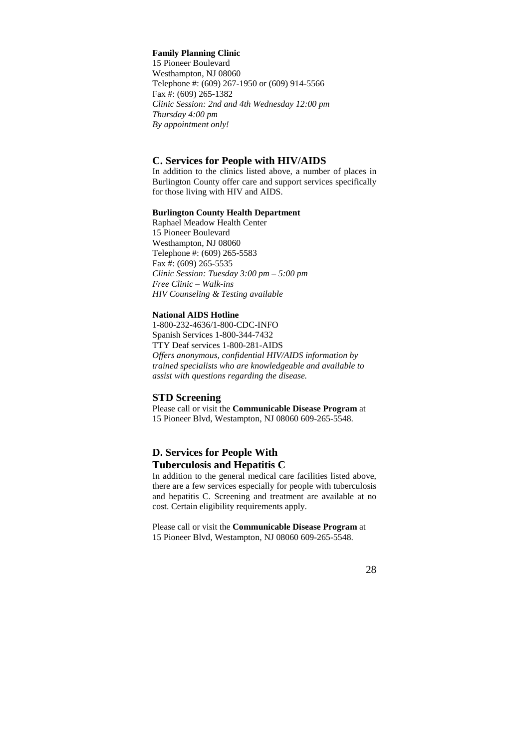**Family Planning Clinic**
15 Pioneer Boulevard
Westhampton, NJ 08060
Telephone #: (609) 267-1950 or (609) 914-5566
Fax #: (609) 265-1382
*Clinic Session: 2nd and 4th Wednesday 12:00 pm*
*Thursday 4:00 pm*
*By appointment only!*

## C. Services for People with HIV/AIDS

In addition to the clinics listed above, a number of places in Burlington County offer care and support services specifically for those living with HIV and AIDS.

**Burlington County Health Department**
Raphael Meadow Health Center
15 Pioneer Boulevard
Westhampton, NJ 08060
Telephone #: (609) 265-5583
Fax #: (609) 265-5535
*Clinic Session: Tuesday 3:00 pm – 5:00 pm*
*Free Clinic – Walk-ins*
*HIV Counseling & Testing available*

**National AIDS Hotline**
1-800-232-4636/1-800-CDC-INFO
Spanish Services 1-800-344-7432
TTY Deaf services 1-800-281-AIDS
*Offers anonymous, confidential HIV/AIDS information by trained specialists who are knowledgeable and available to assist with questions regarding the disease.*

## STD Screening

Please call or visit the **Communicable Disease Program** at 15 Pioneer Blvd, Westampton, NJ 08060 609-265-5548.

## D. Services for People With Tuberculosis and Hepatitis C

In addition to the general medical care facilities listed above, there are a few services especially for people with tuberculosis and hepatitis C. Screening and treatment are available at no cost. Certain eligibility requirements apply.

Please call or visit the **Communicable Disease Program** at 15 Pioneer Blvd, Westampton, NJ 08060 609-265-5548.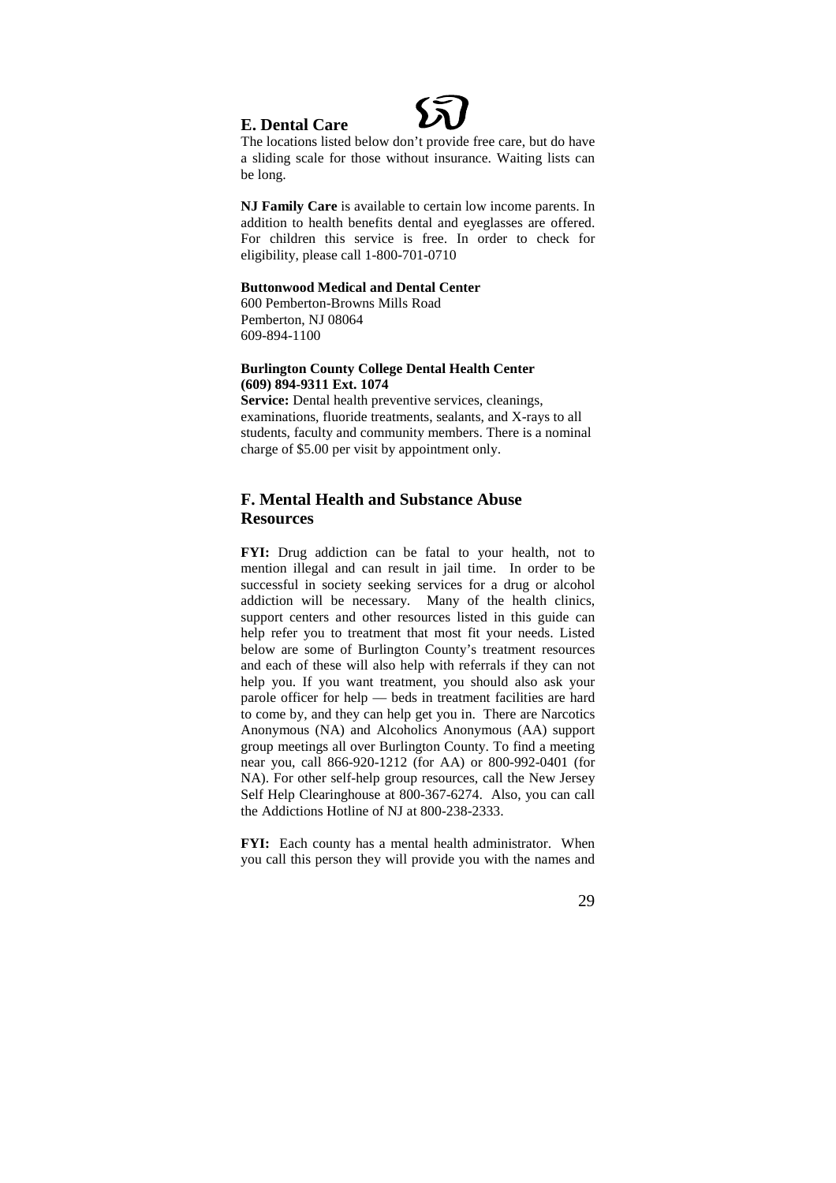## E. Dental Care

The locations listed below don't provide free care, but do have a sliding scale for those without insurance. Waiting lists can be long.

**NJ Family Care** is available to certain low income parents. In addition to health benefits dental and eyeglasses are offered. For children this service is free. In order to check for eligibility, please call 1-800-701-0710

**Buttonwood Medical and Dental Center**
600 Pemberton-Browns Mills Road
Pemberton, NJ 08064
609-894-1100

**Burlington County College Dental Health Center**
**(609) 894-9311 Ext. 1074**
**Service:** Dental health preventive services, cleanings, examinations, fluoride treatments, sealants, and X-rays to all students, faculty and community members. There is a nominal charge of $5.00 per visit by appointment only.

## F. Mental Health and Substance Abuse Resources

**FYI:** Drug addiction can be fatal to your health, not to mention illegal and can result in jail time. In order to be successful in society seeking services for a drug or alcohol addiction will be necessary. Many of the health clinics, support centers and other resources listed in this guide can help refer you to treatment that most fit your needs. Listed below are some of Burlington County's treatment resources and each of these will also help with referrals if they can not help you. If you want treatment, you should also ask your parole officer for help — beds in treatment facilities are hard to come by, and they can help get you in. There are Narcotics Anonymous (NA) and Alcoholics Anonymous (AA) support group meetings all over Burlington County. To find a meeting near you, call 866-920-1212 (for AA) or 800-992-0401 (for NA). For other self-help group resources, call the New Jersey Self Help Clearinghouse at 800-367-6274. Also, you can call the Addictions Hotline of NJ at 800-238-2333.

**FYI:** Each county has a mental health administrator. When you call this person they will provide you with the names and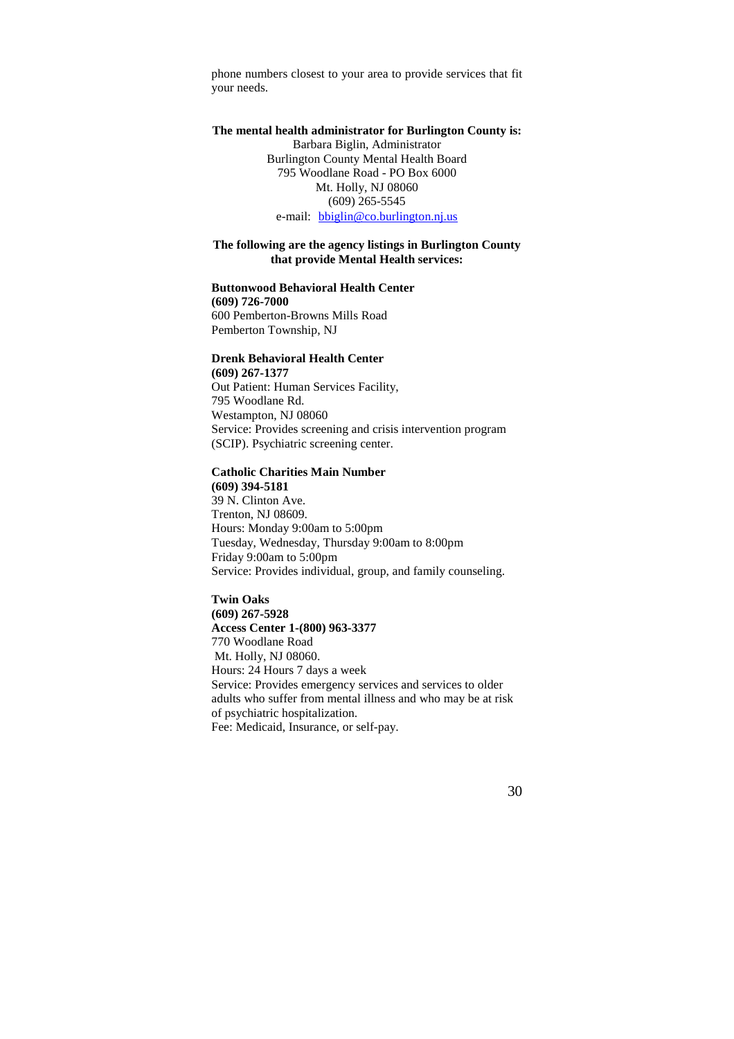phone numbers closest to your area to provide services that fit your needs.

**The mental health administrator for Burlington County is:**

Barbara Biglin, Administrator
Burlington County Mental Health Board
795 Woodlane Road - PO Box 6000
Mt. Holly, NJ 08060
(609) 265-5545
e-mail: bbiglin@co.burlington.nj.us

**The following are the agency listings in Burlington County that provide Mental Health services:**

**Buttonwood Behavioral Health Center**
**(609) 726-7000**
600 Pemberton-Browns Mills Road
Pemberton Township, NJ

**Drenk Behavioral Health Center**
**(609) 267-1377**
Out Patient: Human Services Facility,
795 Woodlane Rd.
Westampton, NJ 08060
Service: Provides screening and crisis intervention program (SCIP). Psychiatric screening center.

**Catholic Charities Main Number**
**(609) 394-5181**
39 N. Clinton Ave.
Trenton, NJ 08609.
Hours: Monday 9:00am to 5:00pm
Tuesday, Wednesday, Thursday 9:00am to 8:00pm
Friday 9:00am to 5:00pm
Service: Provides individual, group, and family counseling.

**Twin Oaks**
**(609) 267-5928**
**Access Center 1-(800) 963-3377**
770 Woodlane Road
Mt. Holly, NJ 08060.
Hours: 24 Hours 7 days a week
Service: Provides emergency services and services to older adults who suffer from mental illness and who may be at risk of psychiatric hospitalization.
Fee: Medicaid, Insurance, or self-pay.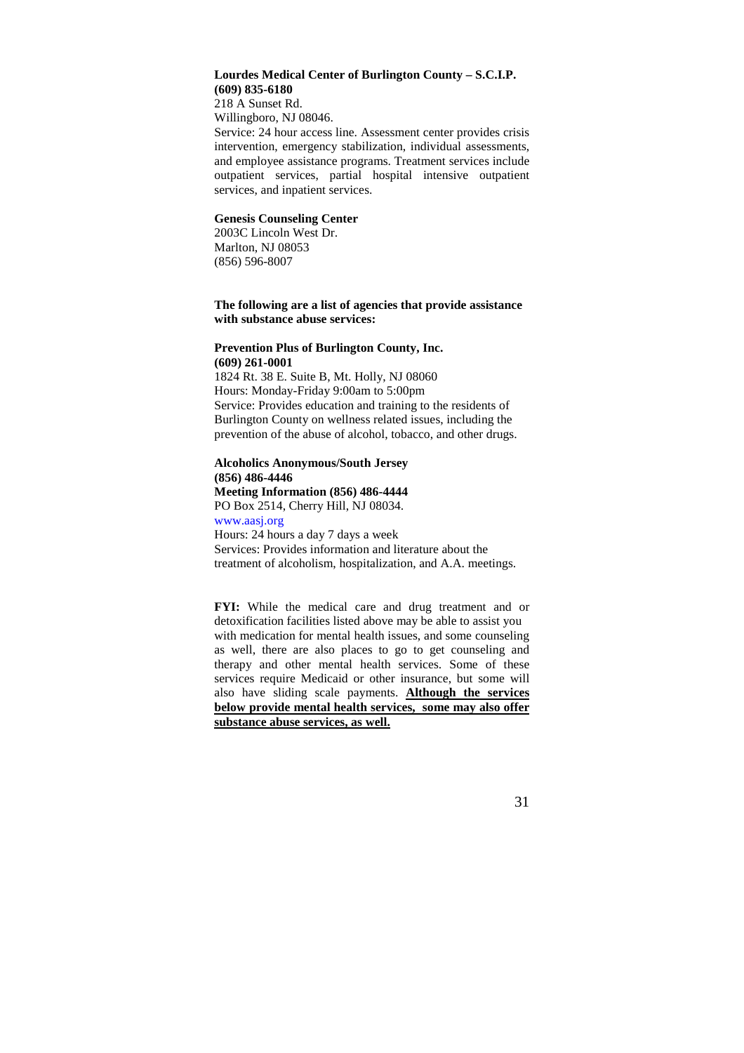**Lourdes Medical Center of Burlington County – S.C.I.P.**
**(609) 835-6180**
218 A Sunset Rd.
Willingboro, NJ 08046.
Service: 24 hour access line. Assessment center provides crisis intervention, emergency stabilization, individual assessments, and employee assistance programs. Treatment services include outpatient services, partial hospital intensive outpatient services, and inpatient services.

**Genesis Counseling Center**
2003C Lincoln West Dr.
Marlton, NJ 08053
(856) 596-8007

**The following are a list of agencies that provide assistance with substance abuse services:**

**Prevention Plus of Burlington County, Inc.**
**(609) 261-0001**
1824 Rt. 38 E. Suite B, Mt. Holly, NJ 08060
Hours: Monday-Friday 9:00am to 5:00pm
Service: Provides education and training to the residents of Burlington County on wellness related issues, including the prevention of the abuse of alcohol, tobacco, and other drugs.

**Alcoholics Anonymous/South Jersey**
**(856) 486-4446**
**Meeting Information (856) 486-4444**
PO Box 2514, Cherry Hill, NJ 08034.
www.aasj.org
Hours: 24 hours a day 7 days a week
Services: Provides information and literature about the treatment of alcoholism, hospitalization, and A.A. meetings.

**FYI:** While the medical care and drug treatment and or detoxification facilities listed above may be able to assist you with medication for mental health issues, and some counseling as well, there are also places to go to get counseling and therapy and other mental health services. Some of these services require Medicaid or other insurance, but some will also have sliding scale payments. **Although the services below provide mental health services, some may also offer substance abuse services, as well.**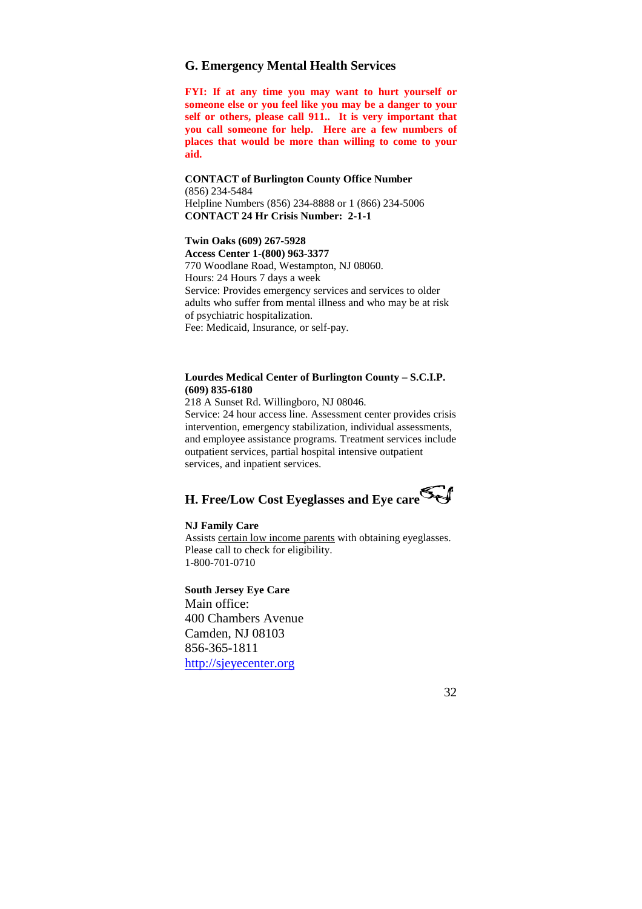## G. Emergency Mental Health Services

**FYI: If at any time you may want to hurt yourself or someone else or you feel like you may be a danger to your self or others, please call 911.. It is very important that you call someone for help. Here are a few numbers of places that would be more than willing to come to your aid.**

**CONTACT of Burlington County Office Number**
(856) 234-5484
Helpline Numbers (856) 234-8888 or 1 (866) 234-5006
**CONTACT 24 Hr Crisis Number: 2-1-1**

**Twin Oaks (609) 267-5928**
**Access Center 1-(800) 963-3377**
770 Woodlane Road, Westampton, NJ 08060.
Hours: 24 Hours 7 days a week
Service: Provides emergency services and services to older adults who suffer from mental illness and who may be at risk of psychiatric hospitalization.
Fee: Medicaid, Insurance, or self-pay.

**Lourdes Medical Center of Burlington County – S.C.I.P. (609) 835-6180**
218 A Sunset Rd. Willingboro, NJ 08046.
Service: 24 hour access line. Assessment center provides crisis intervention, emergency stabilization, individual assessments, and employee assistance programs. Treatment services include outpatient services, partial hospital intensive outpatient services, and inpatient services.

## H. Free/Low Cost Eyeglasses and Eye care

**NJ Family Care**
Assists certain low income parents with obtaining eyeglasses. Please call to check for eligibility.
1-800-701-0710

**South Jersey Eye Care**
Main office:
400 Chambers Avenue
Camden, NJ 08103
856-365-1811
http://sjeyecenter.org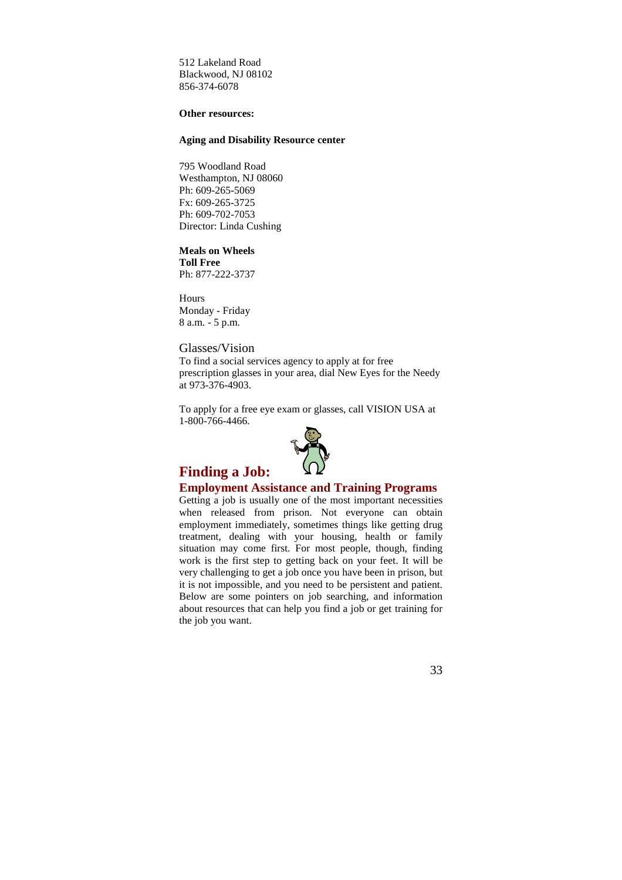512 Lakeland Road
Blackwood, NJ 08102
856-374-6078

**Other resources:**

**Aging and Disability Resource center**

795 Woodland Road
Westhampton, NJ 08060
Ph: 609-265-5069
Fx: 609-265-3725
Ph: 609-702-7053
Director: Linda Cushing

**Meals on Wheels**
**Toll Free**
Ph: 877-222-3737

Hours
Monday - Friday
8 a.m. - 5 p.m.

Glasses/Vision

To find a social services agency to apply at for free prescription glasses in your area, dial New Eyes for the Needy at 973-376-4903.

To apply for a free eye exam or glasses, call VISION USA at 1-800-766-4466.

## Finding a Job:

### Employment Assistance and Training Programs

Getting a job is usually one of the most important necessities when released from prison. Not everyone can obtain employment immediately, sometimes things like getting drug treatment, dealing with your housing, health or family situation may come first. For most people, though, finding work is the first step to getting back on your feet. It will be very challenging to get a job once you have been in prison, but it is not impossible, and you need to be persistent and patient. Below are some pointers on job searching, and information about resources that can help you find a job or get training for the job you want.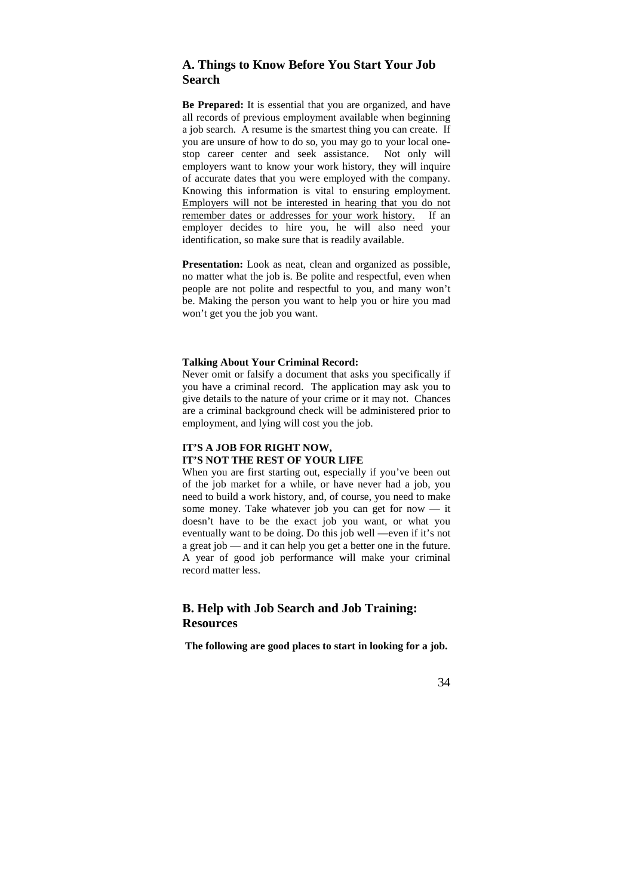## A. Things to Know Before You Start Your Job Search

**Be Prepared:** It is essential that you are organized, and have all records of previous employment available when beginning a job search. A resume is the smartest thing you can create. If you are unsure of how to do so, you may go to your local one-stop career center and seek assistance. Not only will employers want to know your work history, they will inquire of accurate dates that you were employed with the company. Knowing this information is vital to ensuring employment. <u>Employers will not be interested in hearing that you do not remember dates or addresses for your work history.</u> If an employer decides to hire you, he will also need your identification, so make sure that is readily available.

**Presentation:** Look as neat, clean and organized as possible, no matter what the job is. Be polite and respectful, even when people are not polite and respectful to you, and many won't be. Making the person you want to help you or hire you mad won't get you the job you want.

**Talking About Your Criminal Record:**

Never omit or falsify a document that asks you specifically if you have a criminal record. The application may ask you to give details to the nature of your crime or it may not. Chances are a criminal background check will be administered prior to employment, and lying will cost you the job.

**IT'S A JOB FOR RIGHT NOW,**
**IT'S NOT THE REST OF YOUR LIFE**

When you are first starting out, especially if you've been out of the job market for a while, or have never had a job, you need to build a work history, and, of course, you need to make some money. Take whatever job you can get for now — it doesn't have to be the exact job you want, or what you eventually want to be doing. Do this job well —even if it's not a great job — and it can help you get a better one in the future. A year of good job performance will make your criminal record matter less.

## B. Help with Job Search and Job Training: Resources

**The following are good places to start in looking for a job.**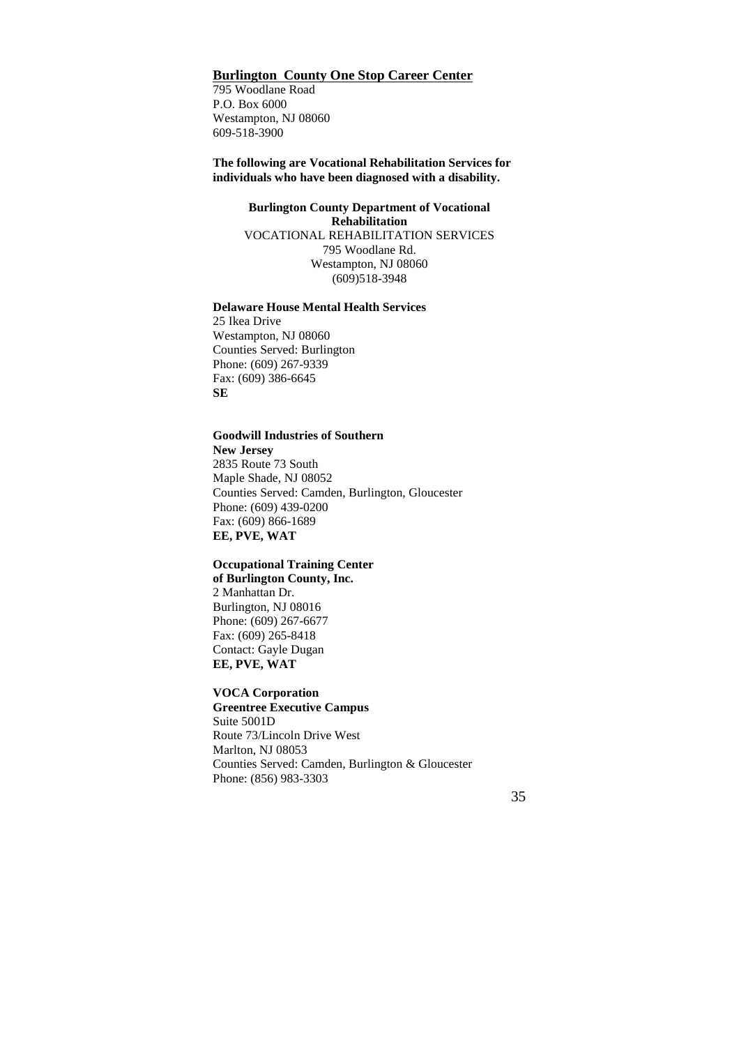**<u>Burlington County One Stop Career Center</u>**
795 Woodlane Road
P.O. Box 6000
Westampton, NJ 08060
609-518-3900

**The following are Vocational Rehabilitation Services for individuals who have been diagnosed with a disability.**

**Burlington County Department of Vocational Rehabilitation**
VOCATIONAL REHABILITATION SERVICES
795 Woodlane Rd.
Westampton, NJ 08060
(609)518-3948

**Delaware House Mental Health Services**
25 Ikea Drive
Westampton, NJ 08060
Counties Served: Burlington
Phone: (609) 267-9339
Fax: (609) 386-6645
**SE**

**Goodwill Industries of Southern New Jersey**
2835 Route 73 South
Maple Shade, NJ 08052
Counties Served: Camden, Burlington, Gloucester
Phone: (609) 439-0200
Fax: (609) 866-1689
**EE, PVE, WAT**

**Occupational Training Center of Burlington County, Inc.**
2 Manhattan Dr.
Burlington, NJ 08016
Phone: (609) 267-6677
Fax: (609) 265-8418
Contact: Gayle Dugan
**EE, PVE, WAT**

**VOCA Corporation**
**Greentree Executive Campus**
Suite 5001D
Route 73/Lincoln Drive West
Marlton, NJ 08053
Counties Served: Camden, Burlington & Gloucester
Phone: (856) 983-3303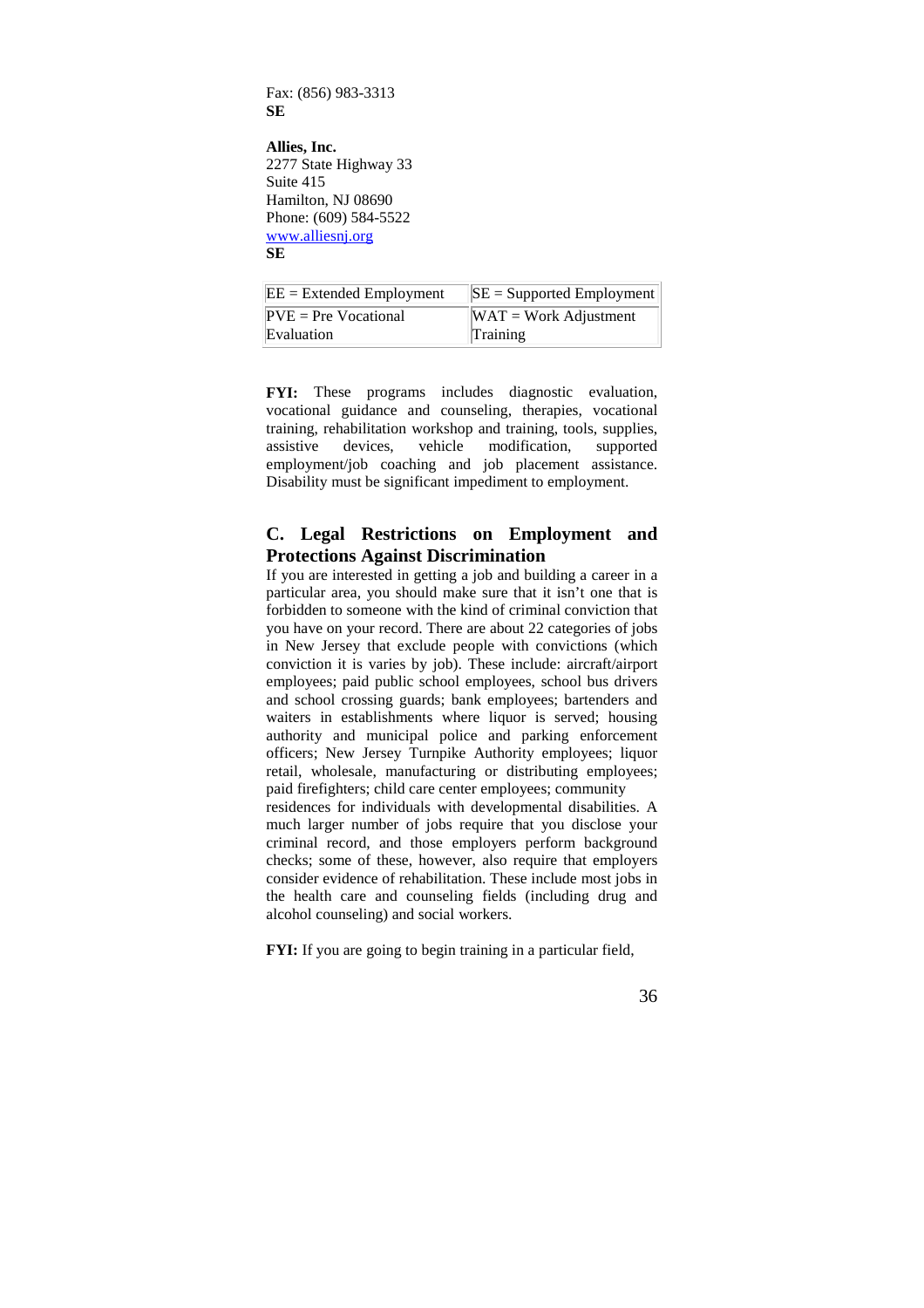Fax: (856) 983-3313
**SE**

**Allies, Inc.**
2277 State Highway 33
Suite 415
Hamilton, NJ 08690
Phone: (609) 584-5522
www.alliesnj.org
**SE**

| EE = Extended Employment | SE = Supported Employment |
|---|---|
| PVE = Pre Vocational Evaluation | WAT = Work Adjustment Training |

**FYI:** These programs includes diagnostic evaluation, vocational guidance and counseling, therapies, vocational training, rehabilitation workshop and training, tools, supplies, assistive devices, vehicle modification, supported employment/job coaching and job placement assistance. Disability must be significant impediment to employment.

## C. Legal Restrictions on Employment and Protections Against Discrimination

If you are interested in getting a job and building a career in a particular area, you should make sure that it isn't one that is forbidden to someone with the kind of criminal conviction that you have on your record. There are about 22 categories of jobs in New Jersey that exclude people with convictions (which conviction it is varies by job). These include: aircraft/airport employees; paid public school employees, school bus drivers and school crossing guards; bank employees; bartenders and waiters in establishments where liquor is served; housing authority and municipal police and parking enforcement officers; New Jersey Turnpike Authority employees; liquor retail, wholesale, manufacturing or distributing employees; paid firefighters; child care center employees; community residences for individuals with developmental disabilities. A much larger number of jobs require that you disclose your criminal record, and those employers perform background checks; some of these, however, also require that employers consider evidence of rehabilitation. These include most jobs in the health care and counseling fields (including drug and alcohol counseling) and social workers.

**FYI:** If you are going to begin training in a particular field,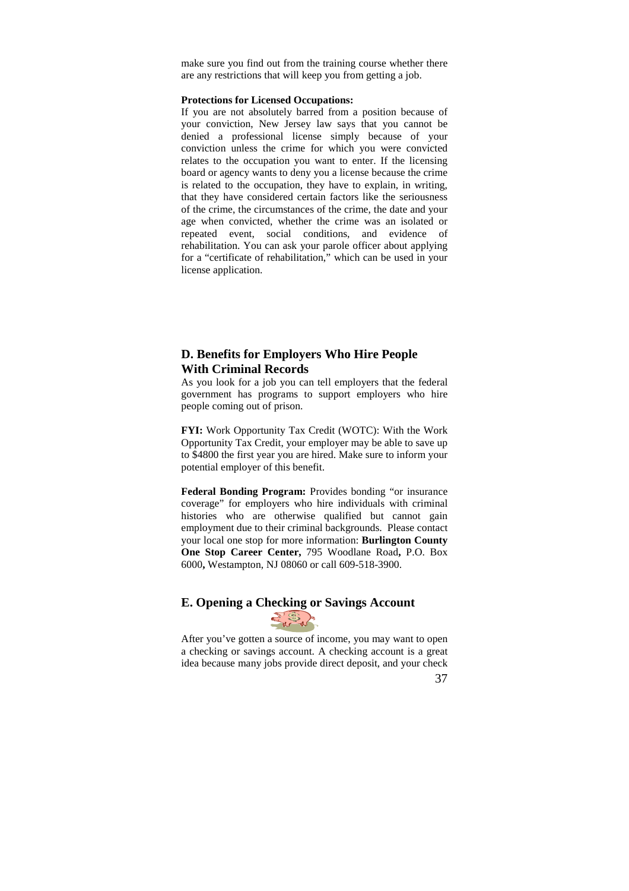make sure you find out from the training course whether there are any restrictions that will keep you from getting a job.

**Protections for Licensed Occupations:**

If you are not absolutely barred from a position because of your conviction, New Jersey law says that you cannot be denied a professional license simply because of your conviction unless the crime for which you were convicted relates to the occupation you want to enter. If the licensing board or agency wants to deny you a license because the crime is related to the occupation, they have to explain, in writing, that they have considered certain factors like the seriousness of the crime, the circumstances of the crime, the date and your age when convicted, whether the crime was an isolated or repeated event, social conditions, and evidence of rehabilitation. You can ask your parole officer about applying for a "certificate of rehabilitation," which can be used in your license application.

## D. Benefits for Employers Who Hire People With Criminal Records

As you look for a job you can tell employers that the federal government has programs to support employers who hire people coming out of prison.

**FYI:** Work Opportunity Tax Credit (WOTC): With the Work Opportunity Tax Credit, your employer may be able to save up to $4800 the first year you are hired. Make sure to inform your potential employer of this benefit.

**Federal Bonding Program:** Provides bonding "or insurance coverage" for employers who hire individuals with criminal histories who are otherwise qualified but cannot gain employment due to their criminal backgrounds. Please contact your local one stop for more information: **Burlington County One Stop Career Center,** 795 Woodlane Road**,** P.O. Box 6000**,** Westampton, NJ 08060 or call 609-518-3900.

## E. Opening a Checking or Savings Account

After you've gotten a source of income, you may want to open a checking or savings account. A checking account is a great idea because many jobs provide direct deposit, and your check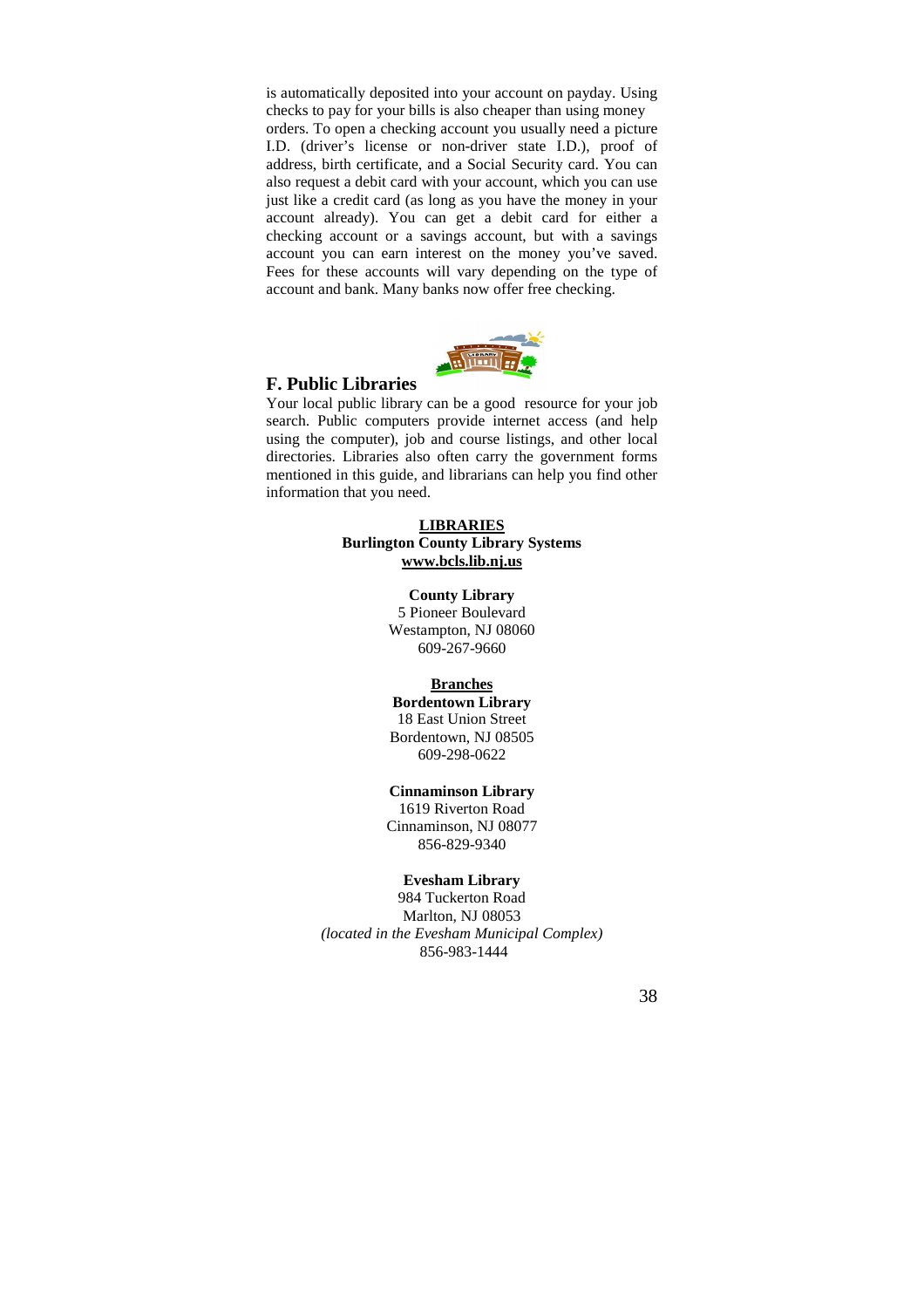is automatically deposited into your account on payday. Using checks to pay for your bills is also cheaper than using money orders. To open a checking account you usually need a picture I.D. (driver's license or non-driver state I.D.), proof of address, birth certificate, and a Social Security card. You can also request a debit card with your account, which you can use just like a credit card (as long as you have the money in your account already). You can get a debit card for either a checking account or a savings account, but with a savings account you can earn interest on the money you've saved. Fees for these accounts will vary depending on the type of account and bank. Many banks now offer free checking.

## F. Public Libraries

Your local public library can be a good resource for your job search. Public computers provide internet access (and help using the computer), job and course listings, and other local directories. Libraries also often carry the government forms mentioned in this guide, and librarians can help you find other information that you need.

**LIBRARIES**
**Burlington County Library Systems**
**www.bcls.lib.nj.us**

**County Library**
5 Pioneer Boulevard
Westampton, NJ 08060
609-267-9660

**Branches**

**Bordentown Library**
18 East Union Street
Bordentown, NJ 08505
609-298-0622

**Cinnaminson Library**
1619 Riverton Road
Cinnaminson, NJ 08077
856-829-9340

**Evesham Library**
984 Tuckerton Road
Marlton, NJ 08053
*(located in the Evesham Municipal Complex)*
856-983-1444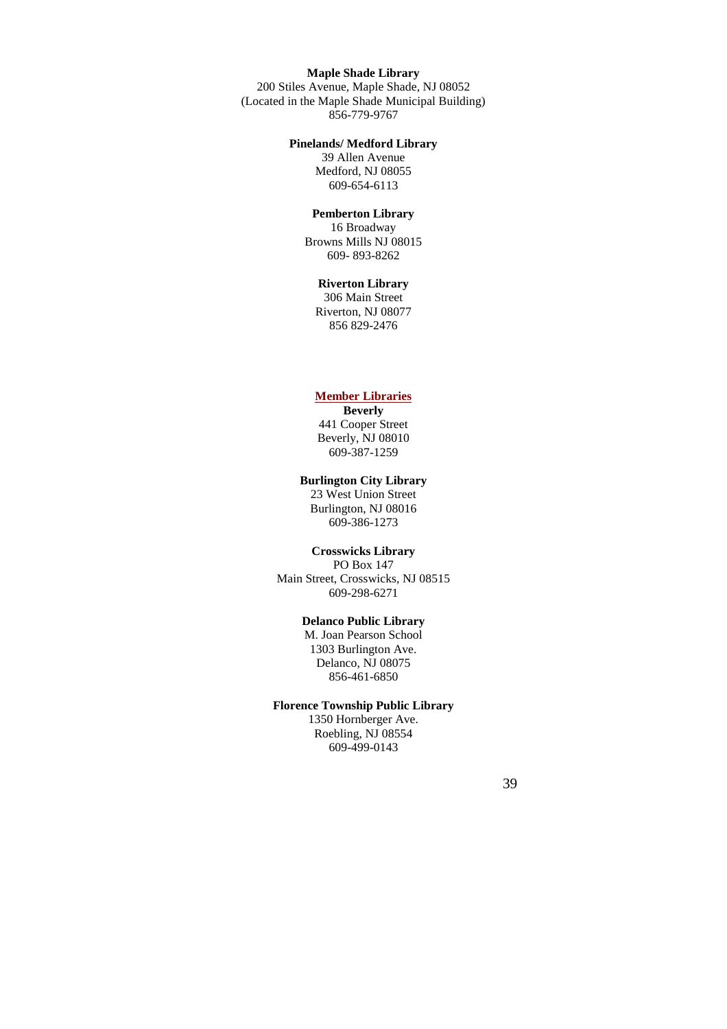**Maple Shade Library**
200 Stiles Avenue, Maple Shade, NJ 08052
(Located in the Maple Shade Municipal Building)
856-779-9767

**Pinelands/ Medford Library**
39 Allen Avenue
Medford, NJ 08055
609-654-6113

**Pemberton Library**
16 Broadway
Browns Mills NJ 08015
609- 893-8262

**Riverton Library**
306 Main Street
Riverton, NJ 08077
856 829-2476

## Member Libraries

**Beverly**
441 Cooper Street
Beverly, NJ 08010
609-387-1259

**Burlington City Library**
23 West Union Street
Burlington, NJ 08016
609-386-1273

**Crosswicks Library**
PO Box 147
Main Street, Crosswicks, NJ 08515
609-298-6271

**Delanco Public Library**
M. Joan Pearson School
1303 Burlington Ave.
Delanco, NJ 08075
856-461-6850

**Florence Township Public Library**
1350 Hornberger Ave.
Roebling, NJ 08554
609-499-0143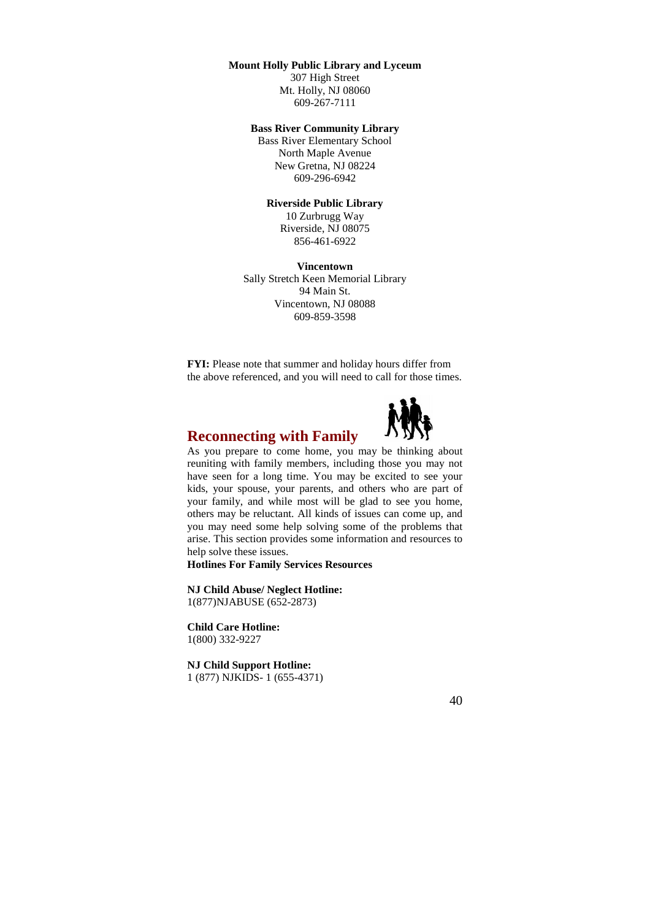**Mount Holly Public Library and Lyceum**
307 High Street
Mt. Holly, NJ 08060
609-267-7111

**Bass River Community Library**
Bass River Elementary School
North Maple Avenue
New Gretna, NJ 08224
609-296-6942

**Riverside Public Library**
10 Zurbrugg Way
Riverside, NJ 08075
856-461-6922

**Vincentown**
Sally Stretch Keen Memorial Library
94 Main St.
Vincentown, NJ 08088
609-859-3598

**FYI:** Please note that summer and holiday hours differ from the above referenced, and you will need to call for those times.

## Reconnecting with Family

As you prepare to come home, you may be thinking about reuniting with family members, including those you may not have seen for a long time. You may be excited to see your kids, your spouse, your parents, and others who are part of your family, and while most will be glad to see you home, others may be reluctant. All kinds of issues can come up, and you may need some help solving some of the problems that arise. This section provides some information and resources to help solve these issues.

**Hotlines For Family Services Resources**

**NJ Child Abuse/ Neglect Hotline:**
1(877)NJABUSE (652-2873)

**Child Care Hotline:**
1(800) 332-9227

**NJ Child Support Hotline:**
1 (877) NJKIDS- 1 (655-4371)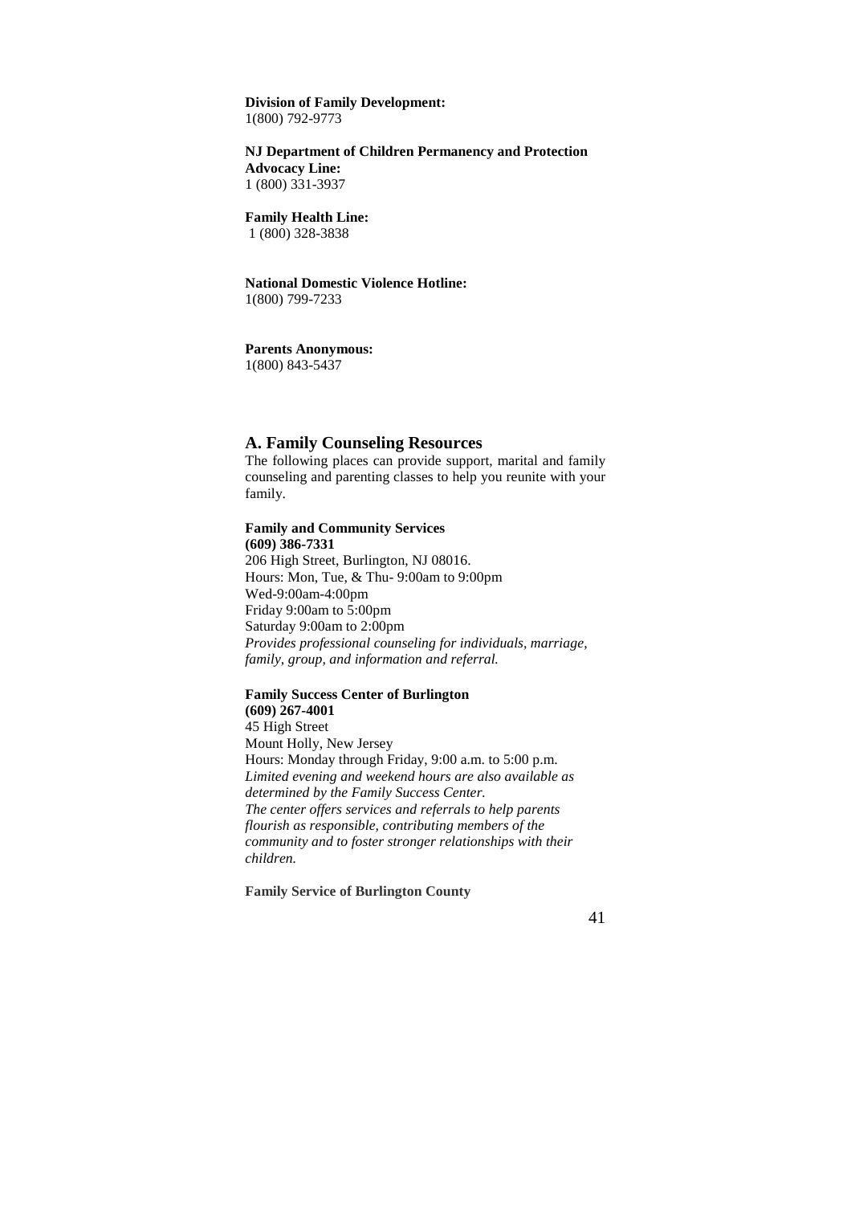**Division of Family Development:**
1(800) 792-9773

**NJ Department of Children Permanency and Protection Advocacy Line:**
1 (800) 331-3937

**Family Health Line:**
1 (800) 328-3838

**National Domestic Violence Hotline:**
1(800) 799-7233

**Parents Anonymous:**
1(800) 843-5437

## A. Family Counseling Resources

The following places can provide support, marital and family counseling and parenting classes to help you reunite with your family.

**Family and Community Services**
**(609) 386-7331**
206 High Street, Burlington, NJ 08016.
Hours: Mon, Tue, & Thu- 9:00am to 9:00pm
Wed-9:00am-4:00pm
Friday 9:00am to 5:00pm
Saturday 9:00am to 2:00pm
*Provides professional counseling for individuals, marriage, family, group, and information and referral.*

**Family Success Center of Burlington**
**(609) 267-4001**
45 High Street
Mount Holly, New Jersey
Hours: Monday through Friday, 9:00 a.m. to 5:00 p.m.
*Limited evening and weekend hours are also available as determined by the Family Success Center.*
*The center offers services and referrals to help parents flourish as responsible, contributing members of the community and to foster stronger relationships with their children.*

**Family Service of Burlington County**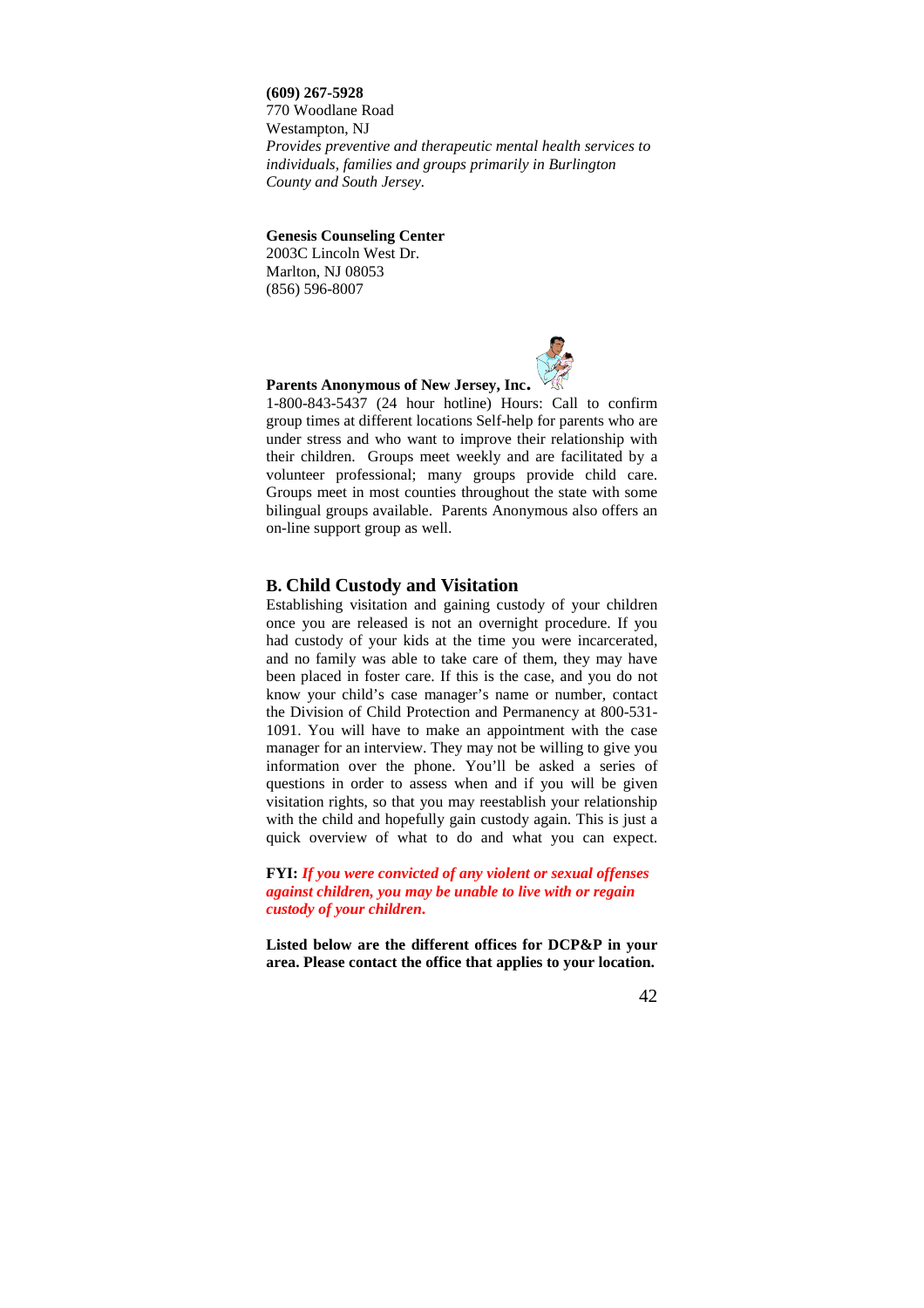**(609) 267-5928**
770 Woodlane Road
Westampton, NJ
*Provides preventive and therapeutic mental health services to individuals, families and groups primarily in Burlington County and South Jersey.*

**Genesis Counseling Center**
2003C Lincoln West Dr.
Marlton, NJ 08053
(856) 596-8007

**Parents Anonymous of New Jersey, Inc.**
1-800-843-5437 (24 hour hotline) Hours: Call to confirm group times at different locations Self-help for parents who are under stress and who want to improve their relationship with their children. Groups meet weekly and are facilitated by a volunteer professional; many groups provide child care. Groups meet in most counties throughout the state with some bilingual groups available. Parents Anonymous also offers an on-line support group as well.

## B. Child Custody and Visitation

Establishing visitation and gaining custody of your children once you are released is not an overnight procedure. If you had custody of your kids at the time you were incarcerated, and no family was able to take care of them, they may have been placed in foster care. If this is the case, and you do not know your child's case manager's name or number, contact the Division of Child Protection and Permanency at 800-531-1091. You will have to make an appointment with the case manager for an interview. They may not be willing to give you information over the phone. You'll be asked a series of questions in order to assess when and if you will be given visitation rights, so that you may reestablish your relationship with the child and hopefully gain custody again. This is just a quick overview of what to do and what you can expect.

**FYI:** ***If you were convicted of any violent or sexual offenses against children, you may be unable to live with or regain custody of your children.***

**Listed below are the different offices for DCP&P in your area. Please contact the office that applies to your location.**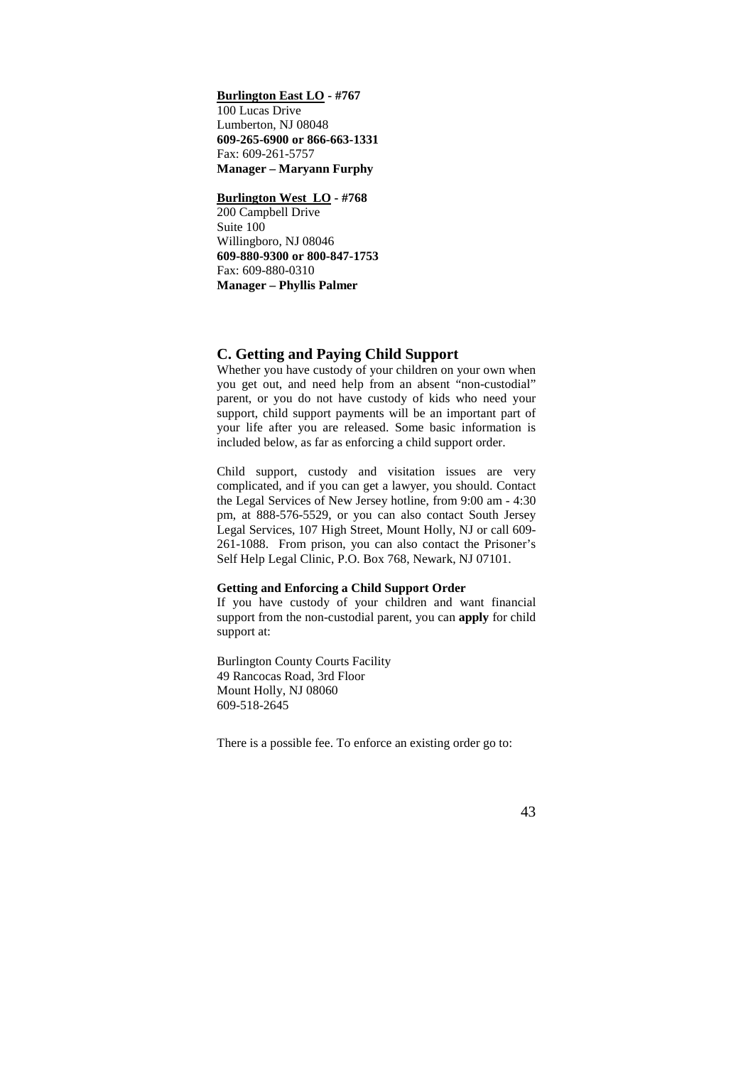**<u>Burlington East LO</u> - #767**
100 Lucas Drive
Lumberton, NJ 08048
**609-265-6900 or 866-663-1331**
Fax: 609-261-5757
**Manager – Maryann Furphy**

**<u>Burlington West LO</u> - #768**
200 Campbell Drive
Suite 100
Willingboro, NJ 08046
**609-880-9300 or 800-847-1753**
Fax: 609-880-0310
**Manager – Phyllis Palmer**

## C. Getting and Paying Child Support

Whether you have custody of your children on your own when you get out, and need help from an absent "non-custodial" parent, or you do not have custody of kids who need your support, child support payments will be an important part of your life after you are released. Some basic information is included below, as far as enforcing a child support order.

Child support, custody and visitation issues are very complicated, and if you can get a lawyer, you should. Contact the Legal Services of New Jersey hotline, from 9:00 am - 4:30 pm, at 888-576-5529, or you can also contact South Jersey Legal Services, 107 High Street, Mount Holly, NJ or call 609-261-1088. From prison, you can also contact the Prisoner's Self Help Legal Clinic, P.O. Box 768, Newark, NJ 07101.

#### Getting and Enforcing a Child Support Order

If you have custody of your children and want financial support from the non-custodial parent, you can **apply** for child support at:

Burlington County Courts Facility
49 Rancocas Road, 3rd Floor
Mount Holly, NJ 08060
609-518-2645

There is a possible fee. To enforce an existing order go to: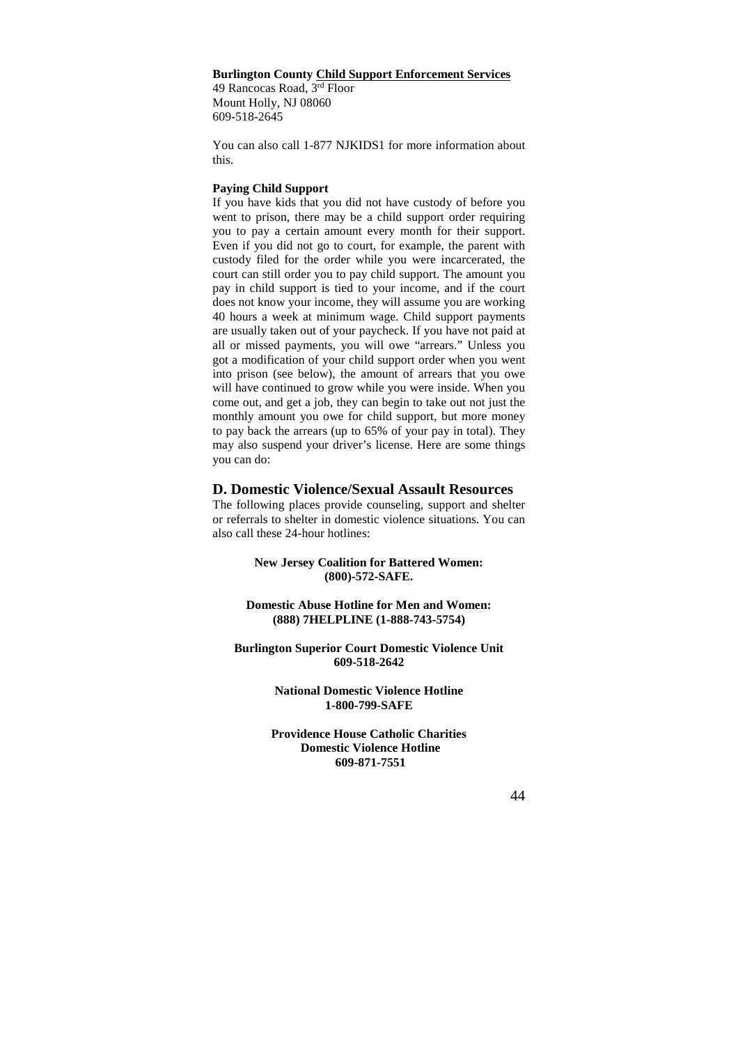**Burlington County Child Support Enforcement Services**
49 Rancocas Road, 3rd Floor
Mount Holly, NJ 08060
609-518-2645

You can also call 1-877 NJKIDS1 for more information about this.

**Paying Child Support**

If you have kids that you did not have custody of before you went to prison, there may be a child support order requiring you to pay a certain amount every month for their support. Even if you did not go to court, for example, the parent with custody filed for the order while you were incarcerated, the court can still order you to pay child support. The amount you pay in child support is tied to your income, and if the court does not know your income, they will assume you are working 40 hours a week at minimum wage. Child support payments are usually taken out of your paycheck. If you have not paid at all or missed payments, you will owe "arrears." Unless you got a modification of your child support order when you went into prison (see below), the amount of arrears that you owe will have continued to grow while you were inside. When you come out, and get a job, they can begin to take out not just the monthly amount you owe for child support, but more money to pay back the arrears (up to 65% of your pay in total). They may also suspend your driver's license. Here are some things you can do:

## D. Domestic Violence/Sexual Assault Resources

The following places provide counseling, support and shelter or referrals to shelter in domestic violence situations. You can also call these 24-hour hotlines:

**New Jersey Coalition for Battered Women:**
**(800)-572-SAFE.**

**Domestic Abuse Hotline for Men and Women:**
**(888) 7HELPLINE (1-888-743-5754)**

**Burlington Superior Court Domestic Violence Unit**
**609-518-2642**

**National Domestic Violence Hotline**
**1-800-799-SAFE**

**Providence House Catholic Charities**
**Domestic Violence Hotline**
**609-871-7551**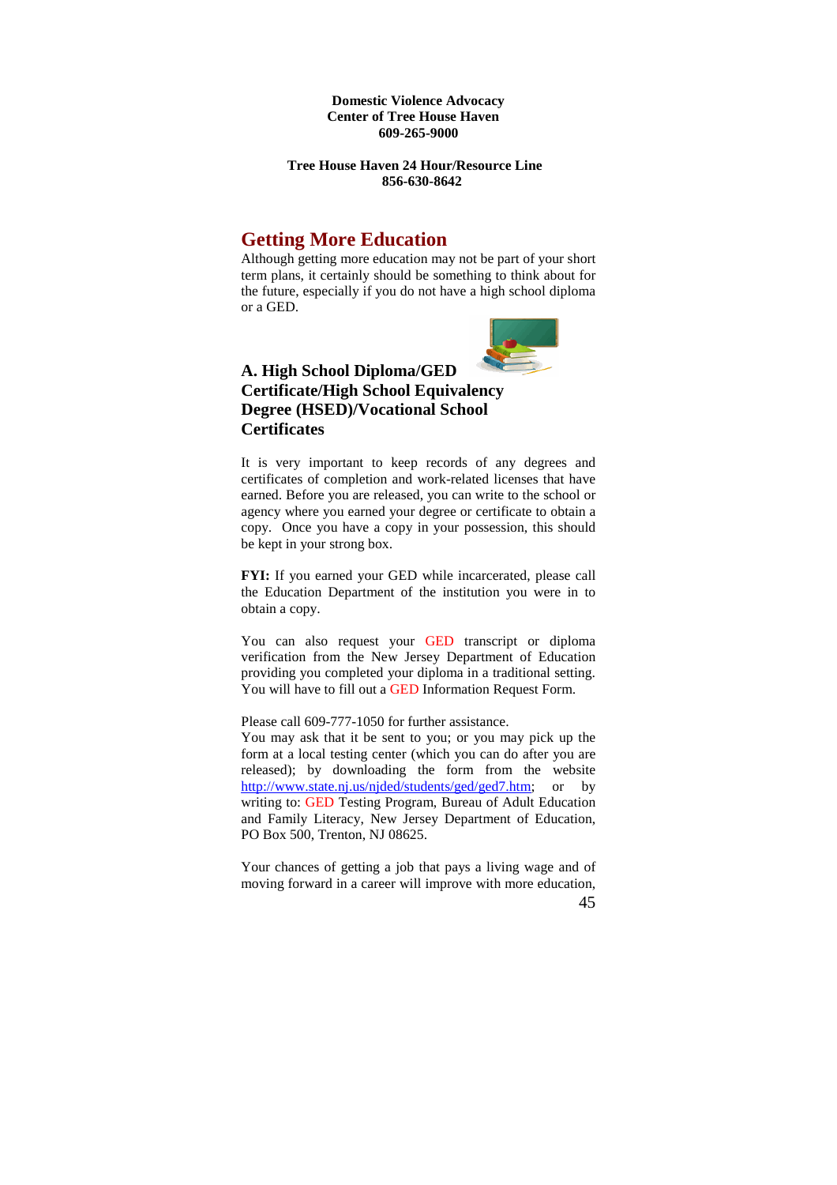**Domestic Violence Advocacy**
**Center of Tree House Haven**
**609-265-9000**

**Tree House Haven 24 Hour/Resource Line**
**856-630-8642**

## Getting More Education

Although getting more education may not be part of your short term plans, it certainly should be something to think about for the future, especially if you do not have a high school diploma or a GED.

### A. High School Diploma/GED Certificate/High School Equivalency Degree (HSED)/Vocational School Certificates

It is very important to keep records of any degrees and certificates of completion and work-related licenses that have earned. Before you are released, you can write to the school or agency where you earned your degree or certificate to obtain a copy. Once you have a copy in your possession, this should be kept in your strong box.

**FYI:** If you earned your GED while incarcerated, please call the Education Department of the institution you were in to obtain a copy.

You can also request your GED transcript or diploma verification from the New Jersey Department of Education providing you completed your diploma in a traditional setting. You will have to fill out a GED Information Request Form.

Please call 609-777-1050 for further assistance.
You may ask that it be sent to you; or you may pick up the form at a local testing center (which you can do after you are released); by downloading the form from the website http://www.state.nj.us/njded/students/ged/ged7.htm; or by writing to: GED Testing Program, Bureau of Adult Education and Family Literacy, New Jersey Department of Education, PO Box 500, Trenton, NJ 08625.

Your chances of getting a job that pays a living wage and of moving forward in a career will improve with more education,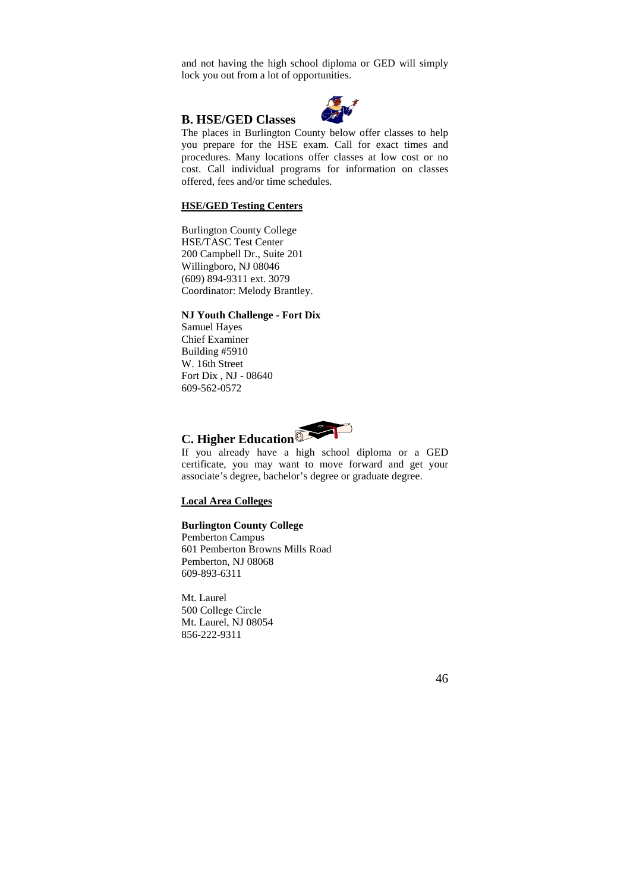and not having the high school diploma or GED will simply lock you out from a lot of opportunities.

## B. HSE/GED Classes

The places in Burlington County below offer classes to help you prepare for the HSE exam. Call for exact times and procedures. Many locations offer classes at low cost or no cost. Call individual programs for information on classes offered, fees and/or time schedules.

**HSE/GED Testing Centers**

Burlington County College
HSE/TASC Test Center
200 Campbell Dr., Suite 201
Willingboro, NJ 08046
(609) 894-9311 ext. 3079
Coordinator: Melody Brantley.

**NJ Youth Challenge - Fort Dix**
Samuel Hayes
Chief Examiner
Building #5910
W. 16th Street
Fort Dix , NJ - 08640
609-562-0572

## C. Higher Education

If you already have a high school diploma or a GED certificate, you may want to move forward and get your associate's degree, bachelor's degree or graduate degree.

**Local Area Colleges**

**Burlington County College**
Pemberton Campus
601 Pemberton Browns Mills Road
Pemberton, NJ 08068
609-893-6311

Mt. Laurel
500 College Circle
Mt. Laurel, NJ 08054
856-222-9311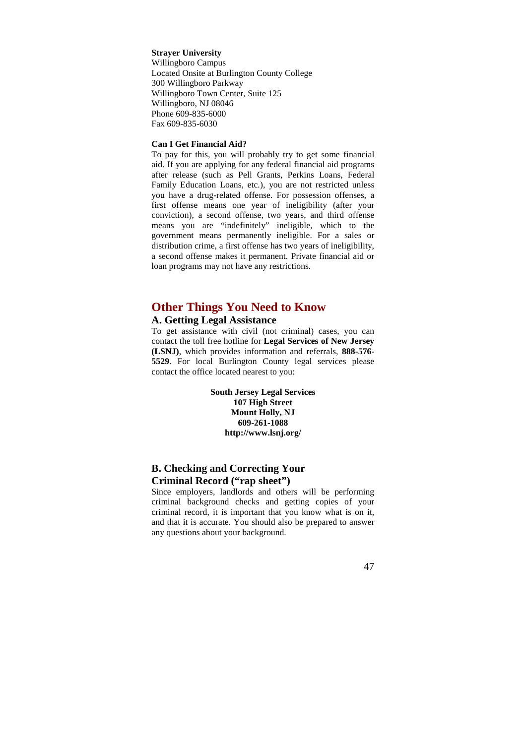**Strayer University**
Willingboro Campus
Located Onsite at Burlington County College
300 Willingboro Parkway
Willingboro Town Center, Suite 125
Willingboro, NJ 08046
Phone 609-835-6000
Fax 609-835-6030

**Can I Get Financial Aid?**

To pay for this, you will probably try to get some financial aid. If you are applying for any federal financial aid programs after release (such as Pell Grants, Perkins Loans, Federal Family Education Loans, etc.), you are not restricted unless you have a drug-related offense. For possession offenses, a first offense means one year of ineligibility (after your conviction), a second offense, two years, and third offense means you are "indefinitely" ineligible, which to the government means permanently ineligible. For a sales or distribution crime, a first offense has two years of ineligibility, a second offense makes it permanent. Private financial aid or loan programs may not have any restrictions.

# Other Things You Need to Know

## A. Getting Legal Assistance

To get assistance with civil (not criminal) cases, you can contact the toll free hotline for **Legal Services of New Jersey (LSNJ)**, which provides information and referrals, **888-576-5529**. For local Burlington County legal services please contact the office located nearest to you:

**South Jersey Legal Services**
**107 High Street**
**Mount Holly, NJ**
**609-261-1088**
**http://www.lsnj.org/**

## B. Checking and Correcting Your Criminal Record ("rap sheet")

Since employers, landlords and others will be performing criminal background checks and getting copies of your criminal record, it is important that you know what is on it, and that it is accurate. You should also be prepared to answer any questions about your background.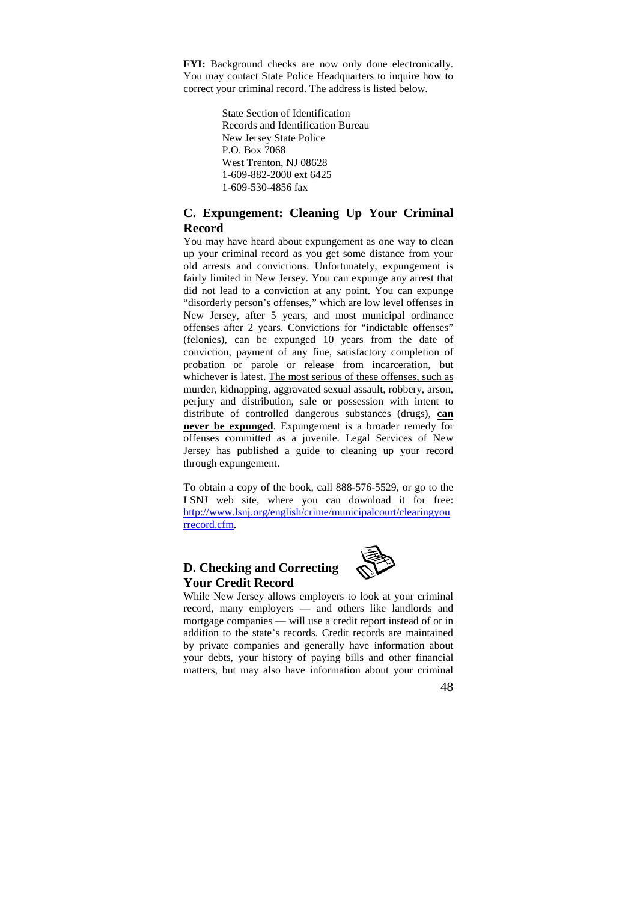**FYI:** Background checks are now only done electronically. You may contact State Police Headquarters to inquire how to correct your criminal record. The address is listed below.

State Section of Identification
Records and Identification Bureau
New Jersey State Police
P.O. Box 7068
West Trenton, NJ 08628
1-609-882-2000 ext 6425
1-609-530-4856 fax

## C. Expungement: Cleaning Up Your Criminal Record

You may have heard about expungement as one way to clean up your criminal record as you get some distance from your old arrests and convictions. Unfortunately, expungement is fairly limited in New Jersey. You can expunge any arrest that did not lead to a conviction at any point. You can expunge "disorderly person's offenses," which are low level offenses in New Jersey, after 5 years, and most municipal ordinance offenses after 2 years. Convictions for "indictable offenses" (felonies), can be expunged 10 years from the date of conviction, payment of any fine, satisfactory completion of probation or parole or release from incarceration, but whichever is latest. The most serious of these offenses, such as murder, kidnapping, aggravated sexual assault, robbery, arson, perjury and distribution, sale or possession with intent to distribute of controlled dangerous substances (drugs), **can never be expunged**. Expungement is a broader remedy for offenses committed as a juvenile. Legal Services of New Jersey has published a guide to cleaning up your record through expungement.

To obtain a copy of the book, call 888-576-5529, or go to the LSNJ web site, where you can download it for free: http://www.lsnj.org/english/crime/municipalcourt/clearingyourrecord.cfm.

## D. Checking and Correcting Your Credit Record

While New Jersey allows employers to look at your criminal record, many employers — and others like landlords and mortgage companies — will use a credit report instead of or in addition to the state's records. Credit records are maintained by private companies and generally have information about your debts, your history of paying bills and other financial matters, but may also have information about your criminal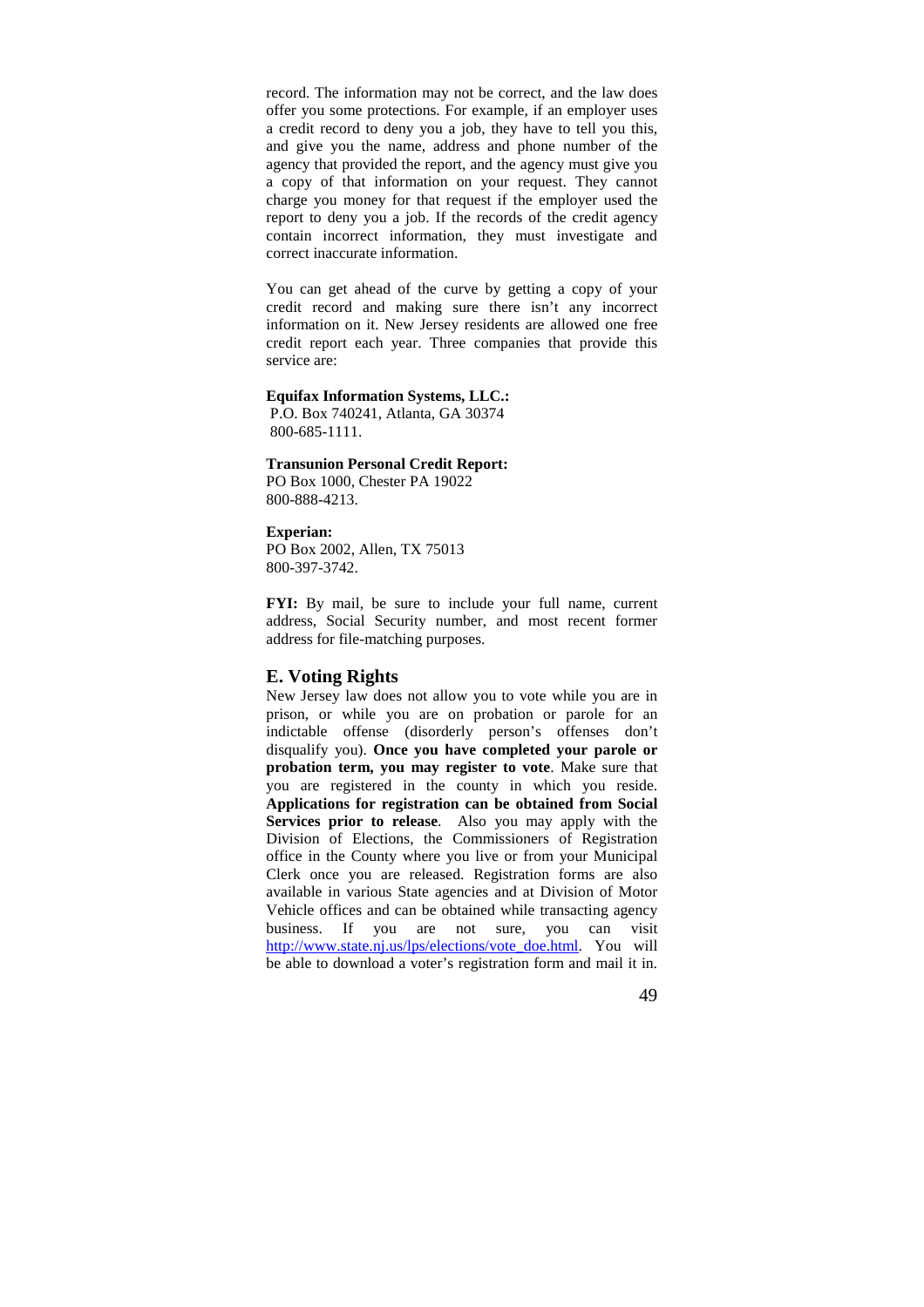record. The information may not be correct, and the law does offer you some protections. For example, if an employer uses a credit record to deny you a job, they have to tell you this, and give you the name, address and phone number of the agency that provided the report, and the agency must give you a copy of that information on your request. They cannot charge you money for that request if the employer used the report to deny you a job. If the records of the credit agency contain incorrect information, they must investigate and correct inaccurate information.

You can get ahead of the curve by getting a copy of your credit record and making sure there isn't any incorrect information on it. New Jersey residents are allowed one free credit report each year. Three companies that provide this service are:

**Equifax Information Systems, LLC.:**
P.O. Box 740241, Atlanta, GA 30374
800-685-1111.

**Transunion Personal Credit Report:**
PO Box 1000, Chester PA 19022
800-888-4213.

**Experian:**
PO Box 2002, Allen, TX 75013
800-397-3742.

**FYI:** By mail, be sure to include your full name, current address, Social Security number, and most recent former address for file-matching purposes.

## E. Voting Rights

New Jersey law does not allow you to vote while you are in prison, or while you are on probation or parole for an indictable offense (disorderly person's offenses don't disqualify you). **Once you have completed your parole or probation term, you may register to vote**. Make sure that you are registered in the county in which you reside. **Applications for registration can be obtained from Social Services prior to release**. Also you may apply with the Division of Elections, the Commissioners of Registration office in the County where you live or from your Municipal Clerk once you are released. Registration forms are also available in various State agencies and at Division of Motor Vehicle offices and can be obtained while transacting agency business. If you are not sure, you can visit http://www.state.nj.us/lps/elections/vote_doe.html. You will be able to download a voter's registration form and mail it in.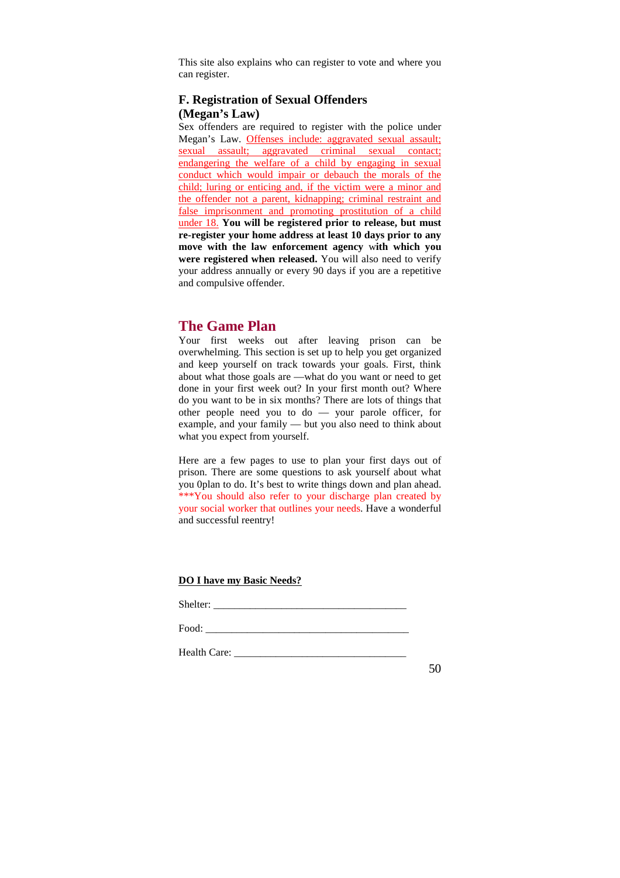This site also explains who can register to vote and where you can register.

### F. Registration of Sexual Offenders (Megan's Law)

Sex offenders are required to register with the police under Megan's Law. Offenses include: aggravated sexual assault; sexual assault; aggravated criminal sexual contact; endangering the welfare of a child by engaging in sexual conduct which would impair or debauch the morals of the child; luring or enticing and, if the victim were a minor and the offender not a parent, kidnapping; criminal restraint and false imprisonment and promoting prostitution of a child under 18. **You will be registered prior to release, but must re-register your home address at least 10 days prior to any move with the law enforcement agency with which you were registered when released.** You will also need to verify your address annually or every 90 days if you are a repetitive and compulsive offender.

## The Game Plan

Your first weeks out after leaving prison can be overwhelming. This section is set up to help you get organized and keep yourself on track towards your goals. First, think about what those goals are —what do you want or need to get done in your first week out? In your first month out? Where do you want to be in six months? There are lots of things that other people need you to do — your parole officer, for example, and your family — but you also need to think about what you expect from yourself.

Here are a few pages to use to plan your first days out of prison. There are some questions to ask yourself about what you 0plan to do. It's best to write things down and plan ahead. ***You should also refer to your discharge plan created by your social worker that outlines your needs. Have a wonderful and successful reentry!

**DO I have my Basic Needs?**

Shelter: ___________________________________

Food: ______________________________________

Health Care: ________________________________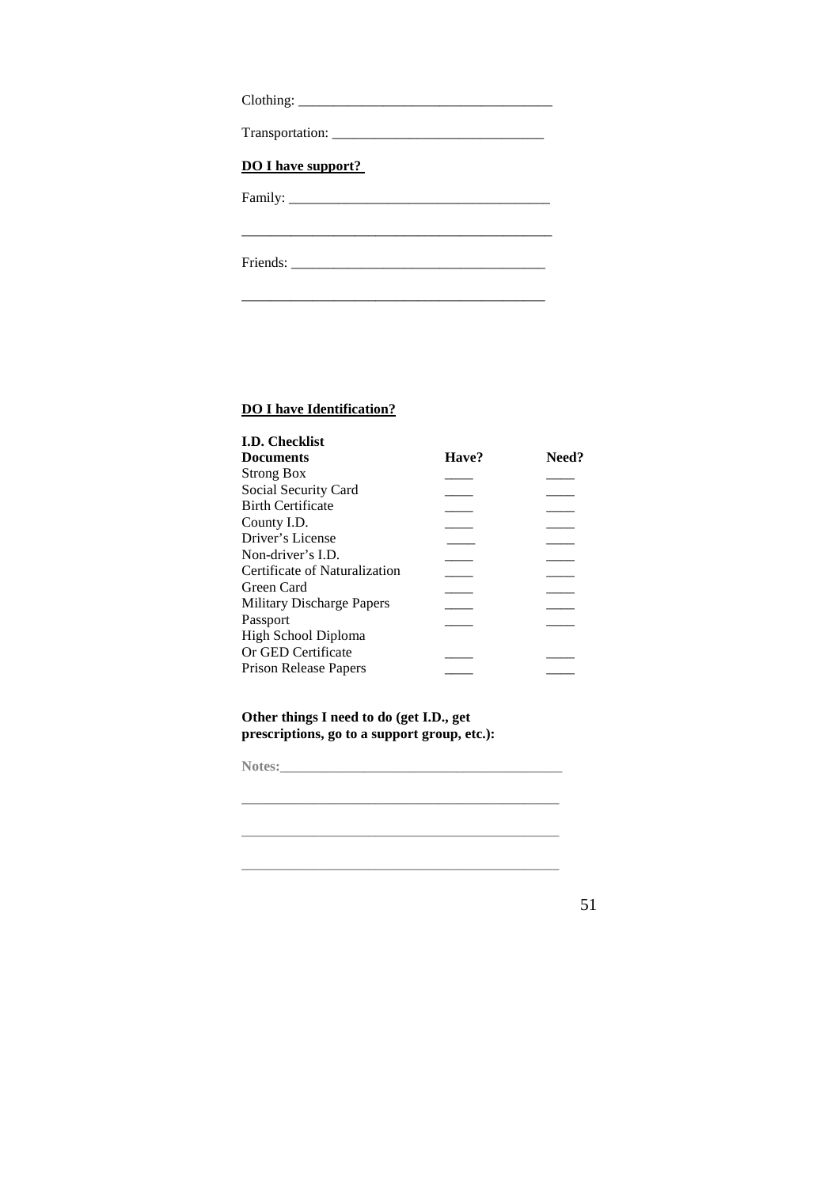Clothing: ___________________________________

Transportation: _____________________________

**DO I have support?**

Family: ____________________________________

___________________________________________

Friends: ___________________________________

___________________________________________

**DO I have Identification?**

**I.D. Checklist**

| **Documents** | **Have?** | **Need?** |
|---|---|---|
| Strong Box | ____ | ____ |
| Social Security Card | ____ | ____ |
| Birth Certificate | ____ | ____ |
| County I.D. | ____ | ____ |
| Driver's License | ____ | ____ |
| Non-driver's I.D. | ____ | ____ |
| Certificate of Naturalization | ____ | ____ |
| Green Card | ____ | ____ |
| Military Discharge Papers | ____ | ____ |
| Passport | ____ | ____ |
| High School Diploma Or GED Certificate | ____ | ____ |
| Prison Release Papers | ____ | ____ |

**Other things I need to do (get I.D., get prescriptions, go to a support group, etc.):**

**Notes:**_______________________________________

___________________________________________

___________________________________________

___________________________________________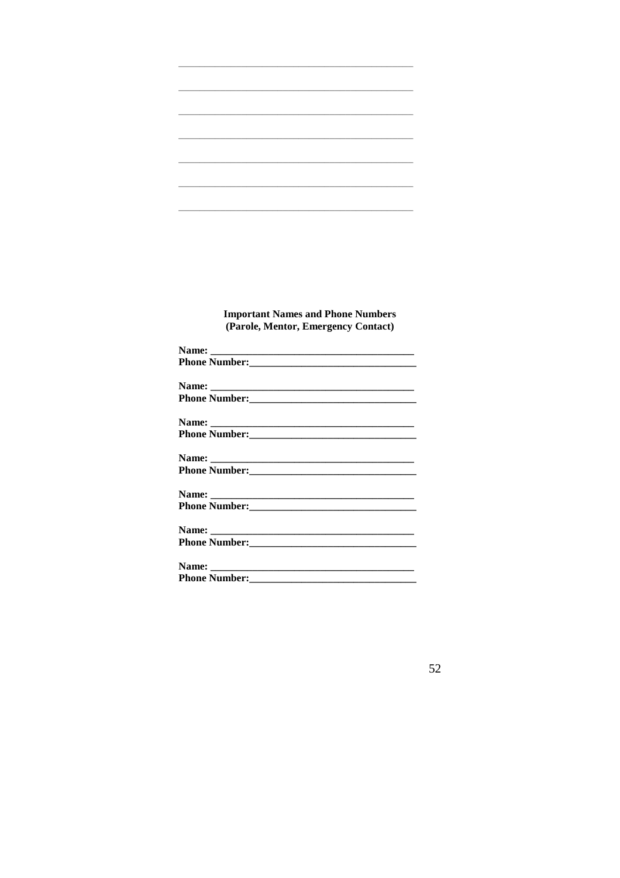\_\_\_\_\_\_\_\_\_\_\_\_\_\_\_\_\_\_\_\_\_\_\_\_\_\_\_\_\_\_\_\_\_\_\_\_\_\_\_\_

\_\_\_\_\_\_\_\_\_\_\_\_\_\_\_\_\_\_\_\_\_\_\_\_\_\_\_\_\_\_\_\_\_\_\_\_\_\_\_\_

\_\_\_\_\_\_\_\_\_\_\_\_\_\_\_\_\_\_\_\_\_\_\_\_\_\_\_\_\_\_\_\_\_\_\_\_\_\_\_\_

\_\_\_\_\_\_\_\_\_\_\_\_\_\_\_\_\_\_\_\_\_\_\_\_\_\_\_\_\_\_\_\_\_\_\_\_\_\_\_\_

\_\_\_\_\_\_\_\_\_\_\_\_\_\_\_\_\_\_\_\_\_\_\_\_\_\_\_\_\_\_\_\_\_\_\_\_\_\_\_\_

\_\_\_\_\_\_\_\_\_\_\_\_\_\_\_\_\_\_\_\_\_\_\_\_\_\_\_\_\_\_\_\_\_\_\_\_\_\_\_\_

\_\_\_\_\_\_\_\_\_\_\_\_\_\_\_\_\_\_\_\_\_\_\_\_\_\_\_\_\_\_\_\_\_\_\_\_\_\_\_\_

**Important Names and Phone Numbers**
**(Parole, Mentor, Emergency Contact)**

**Name: \_\_\_\_\_\_\_\_\_\_\_\_\_\_\_\_\_\_\_\_\_\_\_\_\_\_\_\_\_\_\_\_\_\_\_\_\_\_\_**
**Phone Number:\_\_\_\_\_\_\_\_\_\_\_\_\_\_\_\_\_\_\_\_\_\_\_\_\_\_\_\_\_\_\_\_\_**

**Name: \_\_\_\_\_\_\_\_\_\_\_\_\_\_\_\_\_\_\_\_\_\_\_\_\_\_\_\_\_\_\_\_\_\_\_\_\_\_\_**
**Phone Number:\_\_\_\_\_\_\_\_\_\_\_\_\_\_\_\_\_\_\_\_\_\_\_\_\_\_\_\_\_\_\_\_\_**

**Name: \_\_\_\_\_\_\_\_\_\_\_\_\_\_\_\_\_\_\_\_\_\_\_\_\_\_\_\_\_\_\_\_\_\_\_\_\_\_\_**
**Phone Number:\_\_\_\_\_\_\_\_\_\_\_\_\_\_\_\_\_\_\_\_\_\_\_\_\_\_\_\_\_\_\_\_\_**

**Name: \_\_\_\_\_\_\_\_\_\_\_\_\_\_\_\_\_\_\_\_\_\_\_\_\_\_\_\_\_\_\_\_\_\_\_\_\_\_\_**
**Phone Number:\_\_\_\_\_\_\_\_\_\_\_\_\_\_\_\_\_\_\_\_\_\_\_\_\_\_\_\_\_\_\_\_\_**

**Name: \_\_\_\_\_\_\_\_\_\_\_\_\_\_\_\_\_\_\_\_\_\_\_\_\_\_\_\_\_\_\_\_\_\_\_\_\_\_\_**
**Phone Number:\_\_\_\_\_\_\_\_\_\_\_\_\_\_\_\_\_\_\_\_\_\_\_\_\_\_\_\_\_\_\_\_\_**

**Name: \_\_\_\_\_\_\_\_\_\_\_\_\_\_\_\_\_\_\_\_\_\_\_\_\_\_\_\_\_\_\_\_\_\_\_\_\_\_\_**
**Phone Number:\_\_\_\_\_\_\_\_\_\_\_\_\_\_\_\_\_\_\_\_\_\_\_\_\_\_\_\_\_\_\_\_\_**

**Name: \_\_\_\_\_\_\_\_\_\_\_\_\_\_\_\_\_\_\_\_\_\_\_\_\_\_\_\_\_\_\_\_\_\_\_\_\_\_\_**
**Phone Number:\_\_\_\_\_\_\_\_\_\_\_\_\_\_\_\_\_\_\_\_\_\_\_\_\_\_\_\_\_\_\_\_\_**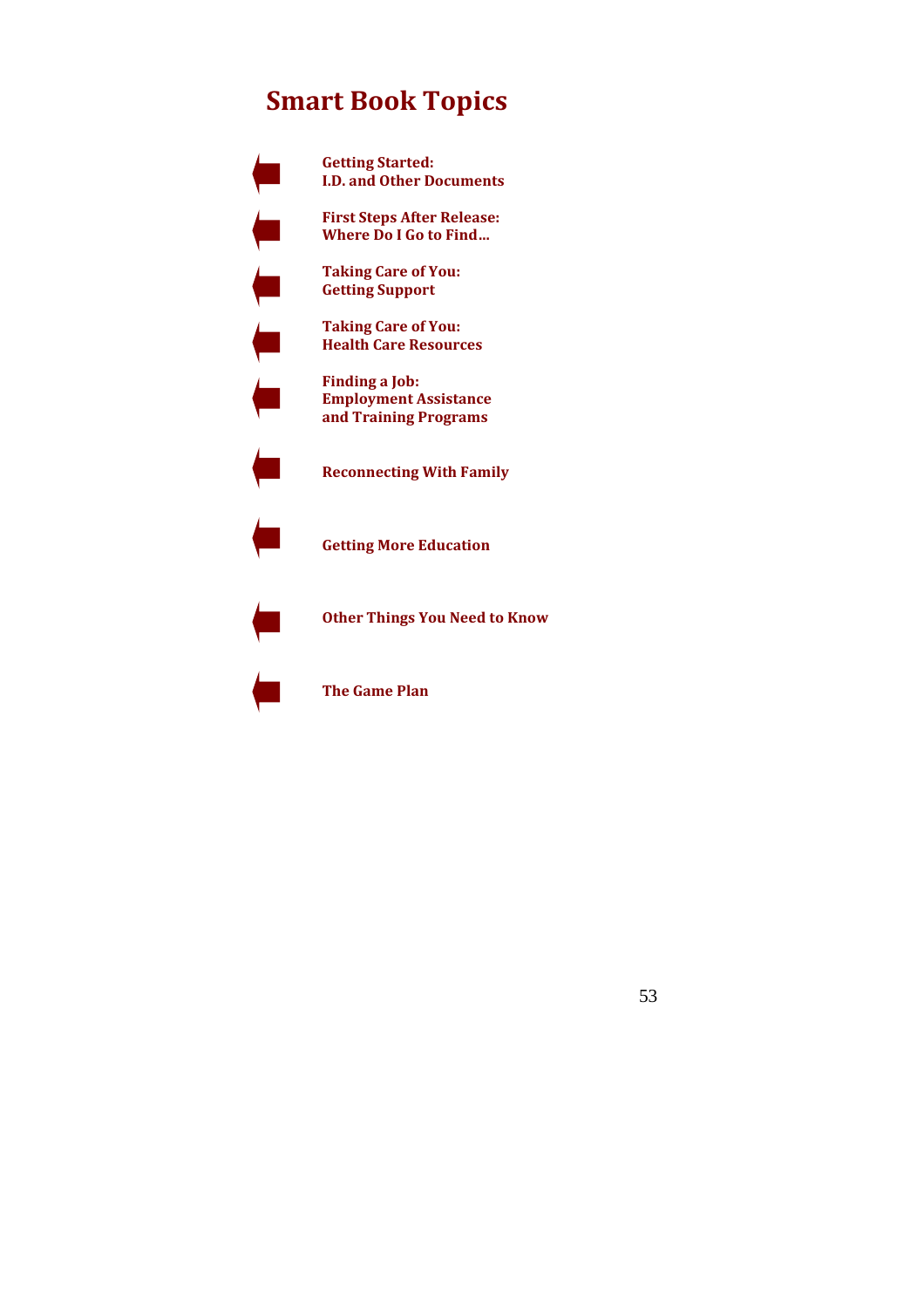# Smart Book Topics

- **Getting Started: I.D. and Other Documents**
- **First Steps After Release: Where Do I Go to Find…**
- **Taking Care of You: Getting Support**
- **Taking Care of You: Health Care Resources**
- **Finding a Job: Employment Assistance and Training Programs**
- **Reconnecting With Family**
- **Getting More Education**
- **Other Things You Need to Know**
- **The Game Plan**